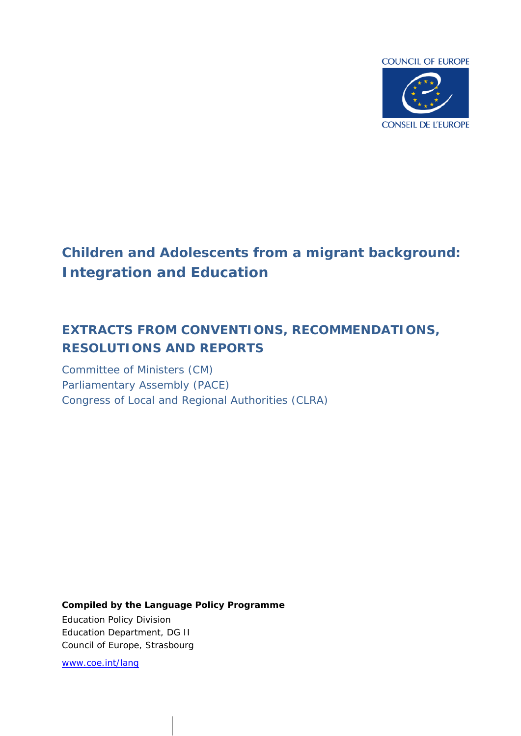COUNCIL OF EUROPE

CONSEIL DE L'EUROPE

# Children and Adolescents from a migrant background: Integration and Education

## EXTRACTS FROM CONVENTIONS, RECOMMENDATIONS, RESOLUTIONS AND REPORTS

Committee of Ministers (CM)
Parliamentary Assembly (PACE)
Congress of Local and Regional Authorities (CLRA)

**Compiled by the Language Policy Programme**

Education Policy Division
Education Department, DG II
Council of Europe, Strasbourg

www.coe.int/lang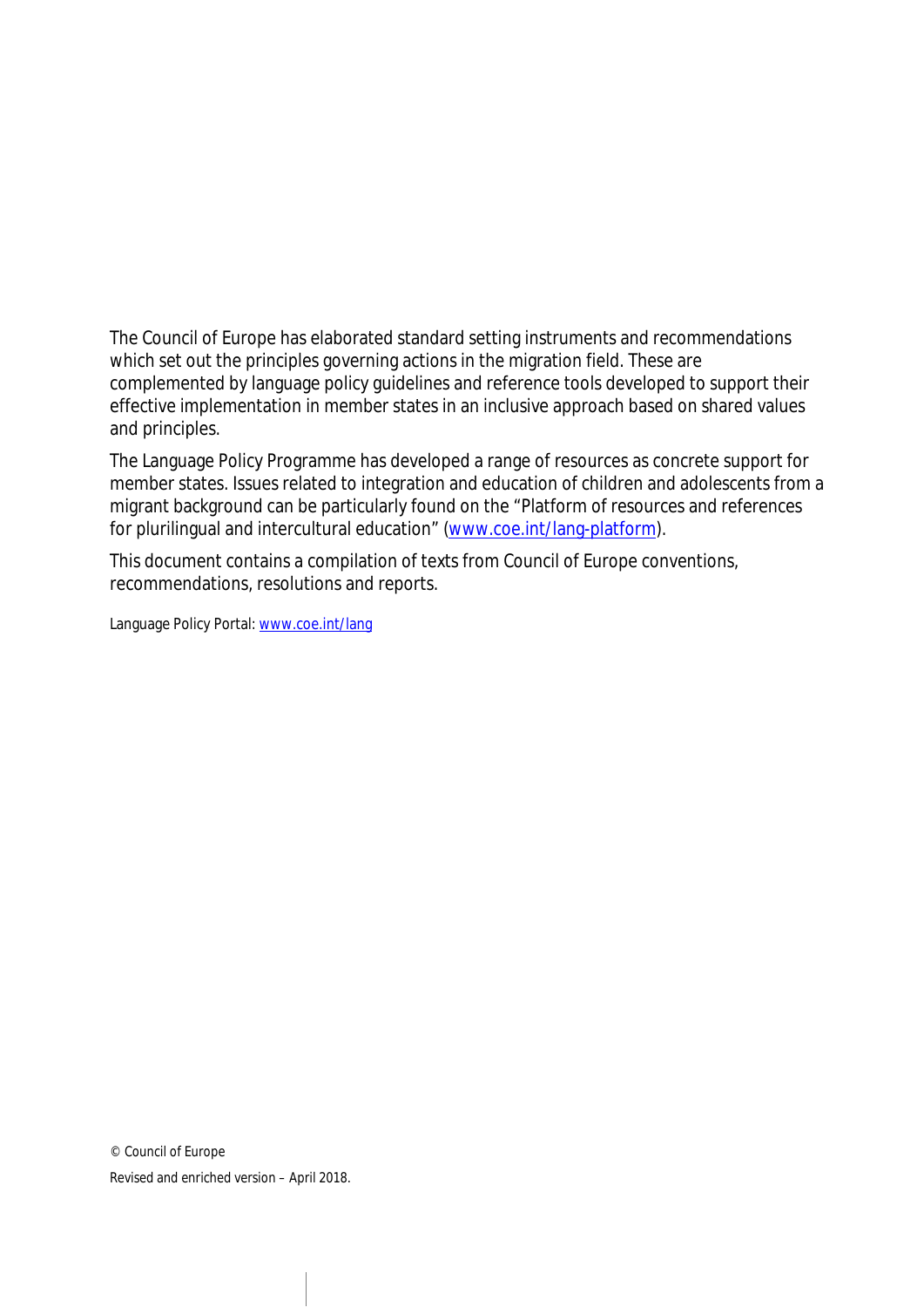The Council of Europe has elaborated standard setting instruments and recommendations which set out the principles governing actions in the migration field. These are complemented by language policy guidelines and reference tools developed to support their effective implementation in member states in an inclusive approach based on shared values and principles.

The Language Policy Programme has developed a range of resources as concrete support for member states. Issues related to integration and education of children and adolescents from a migrant background can be particularly found on the "Platform of resources and references for plurilingual and intercultural education" (www.coe.int/lang-platform).

This document contains a compilation of texts from Council of Europe conventions, recommendations, resolutions and reports.

Language Policy Portal: www.coe.int/lang

© Council of Europe

Revised and enriched version – April 2018.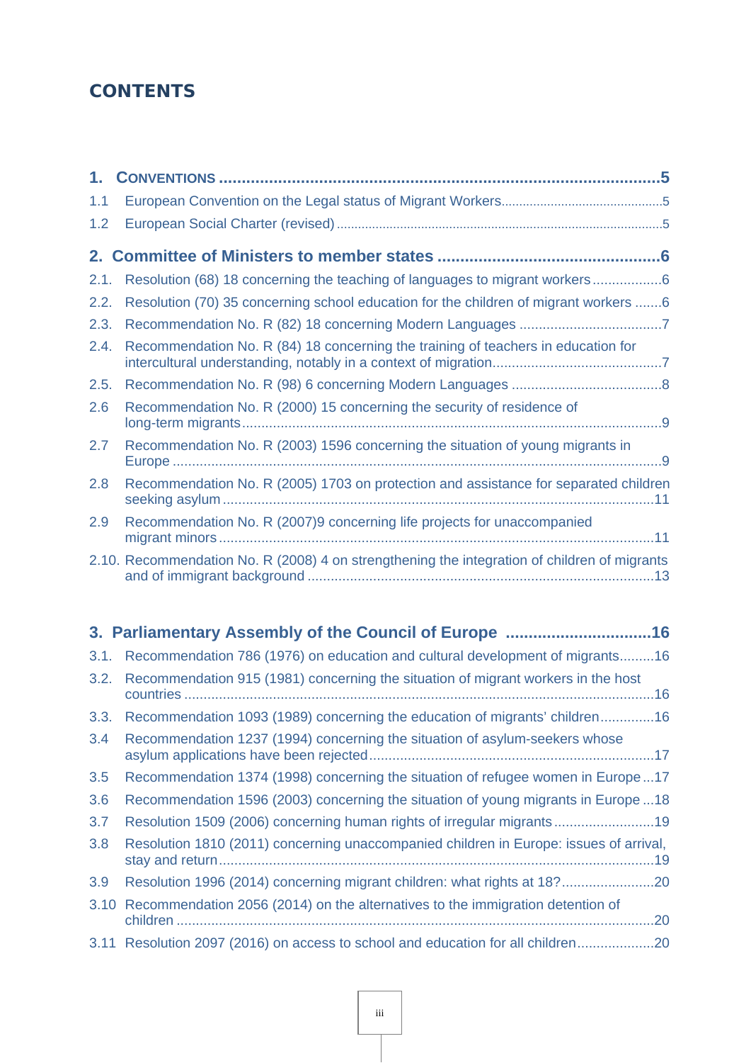# CONTENTS

**1. CONVENTIONS** ..... 5

1.1 European Convention on the Legal status of Migrant Workers ..... 5

1.2 European Social Charter (revised) ..... 5

**2. Committee of Ministers to member states** ..... 6

2.1. Resolution (68) 18 concerning the teaching of languages to migrant workers ..... 6

2.2. Resolution (70) 35 concerning school education for the children of migrant workers ..... 6

2.3. Recommendation No. R (82) 18 concerning Modern Languages ..... 7

2.4. Recommendation No. R (84) 18 concerning the training of teachers in education for intercultural understanding, notably in a context of migration ..... 7

2.5. Recommendation No. R (98) 6 concerning Modern Languages ..... 8

2.6 Recommendation No. R (2000) 15 concerning the security of residence of long-term migrants ..... 9

2.7 Recommendation No. R (2003) 1596 concerning the situation of young migrants in Europe ..... 9

2.8 Recommendation No. R (2005) 1703 on protection and assistance for separated children seeking asylum ..... 11

2.9 Recommendation No. R (2007)9 concerning life projects for unaccompanied migrant minors ..... 11

2.10. Recommendation No. R (2008) 4 on strengthening the integration of children of migrants and of immigrant background ..... 13

**3. Parliamentary Assembly of the Council of Europe** ..... 16

3.1. Recommendation 786 (1976) on education and cultural development of migrants ..... 16

3.2. Recommendation 915 (1981) concerning the situation of migrant workers in the host countries ..... 16

3.3. Recommendation 1093 (1989) concerning the education of migrants' children ..... 16

3.4 Recommendation 1237 (1994) concerning the situation of asylum-seekers whose asylum applications have been rejected ..... 17

3.5 Recommendation 1374 (1998) concerning the situation of refugee women in Europe ..... 17

3.6 Recommendation 1596 (2003) concerning the situation of young migrants in Europe ..... 18

3.7 Resolution 1509 (2006) concerning human rights of irregular migrants ..... 19

3.8 Resolution 1810 (2011) concerning unaccompanied children in Europe: issues of arrival, stay and return ..... 19

3.9 Resolution 1996 (2014) concerning migrant children: what rights at 18? ..... 20

3.10 Recommendation 2056 (2014) on the alternatives to the immigration detention of children ..... 20

3.11 Resolution 2097 (2016) on access to school and education for all children ..... 20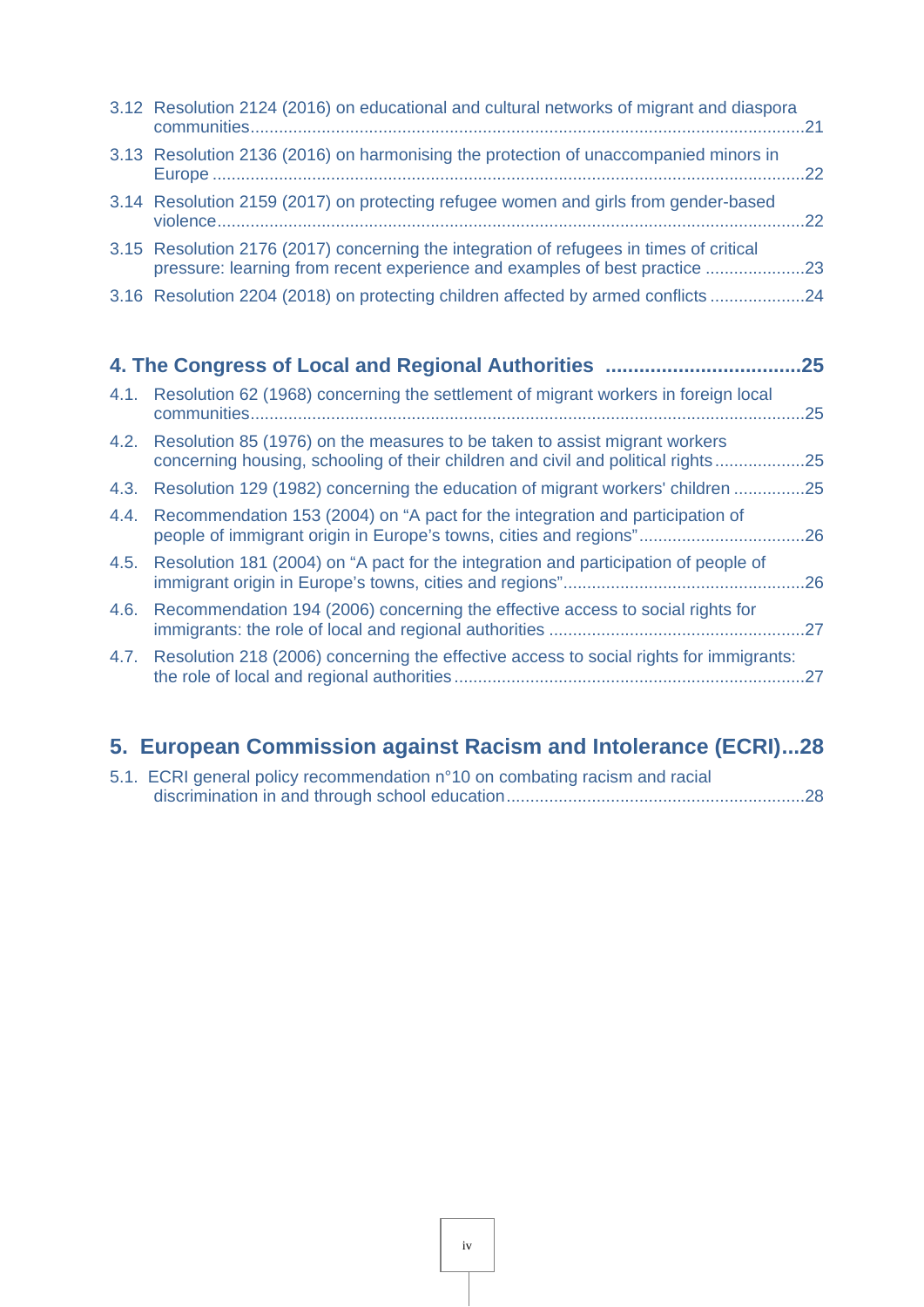3.12 Resolution 2124 (2016) on educational and cultural networks of migrant and diaspora communities....21

3.13 Resolution 2136 (2016) on harmonising the protection of unaccompanied minors in Europe....22

3.14 Resolution 2159 (2017) on protecting refugee women and girls from gender-based violence....22

3.15 Resolution 2176 (2017) concerning the integration of refugees in times of critical pressure: learning from recent experience and examples of best practice....23

3.16 Resolution 2204 (2018) on protecting children affected by armed conflicts....24

**4. The Congress of Local and Regional Authorities ....25**

4.1. Resolution 62 (1968) concerning the settlement of migrant workers in foreign local communities....25

4.2. Resolution 85 (1976) on the measures to be taken to assist migrant workers concerning housing, schooling of their children and civil and political rights....25

4.3. Resolution 129 (1982) concerning the education of migrant workers' children....25

4.4. Recommendation 153 (2004) on "A pact for the integration and participation of people of immigrant origin in Europe's towns, cities and regions"....26

4.5. Resolution 181 (2004) on "A pact for the integration and participation of people of immigrant origin in Europe's towns, cities and regions"....26

4.6. Recommendation 194 (2006) concerning the effective access to social rights for immigrants: the role of local and regional authorities....27

4.7. Resolution 218 (2006) concerning the effective access to social rights for immigrants: the role of local and regional authorities....27

**5. European Commission against Racism and Intolerance (ECRI)...28**

5.1. ECRI general policy recommendation n°10 on combating racism and racial discrimination in and through school education....28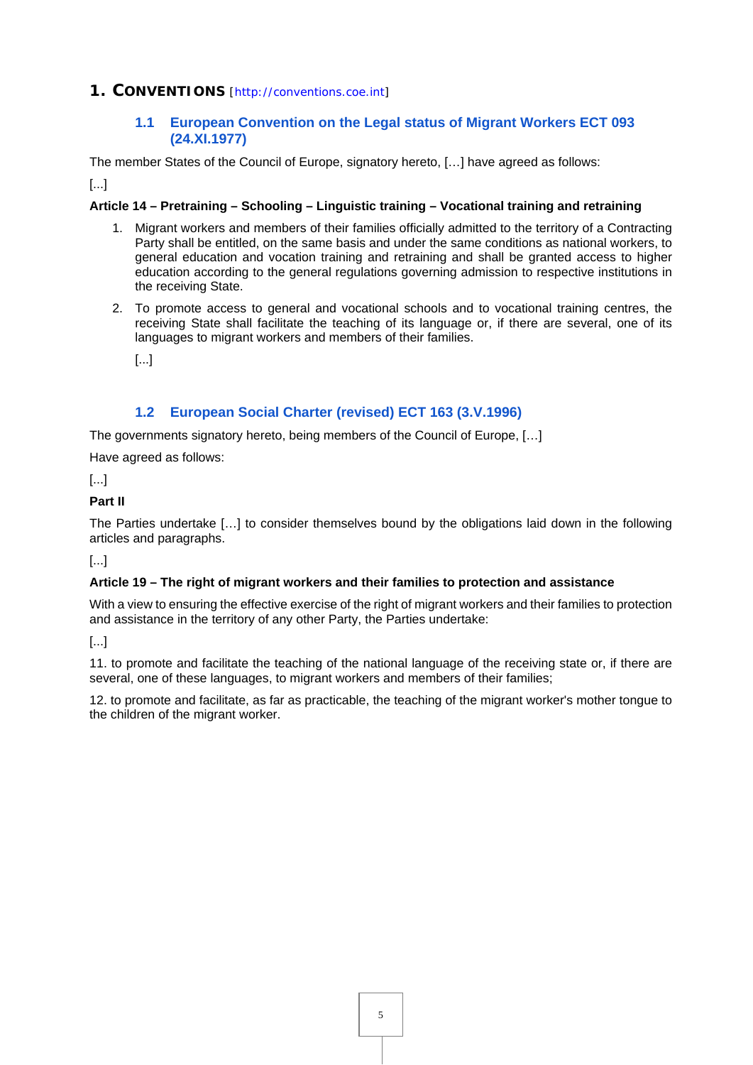# 1. CONVENTIONS [http://conventions.coe.int]

## 1.1 European Convention on the Legal status of Migrant Workers ECT 093 (24.XI.1977)

The member States of the Council of Europe, signatory hereto, […] have agreed as follows:

[...]

**Article 14 – Pretraining – Schooling – Linguistic training – Vocational training and retraining**

1. Migrant workers and members of their families officially admitted to the territory of a Contracting Party shall be entitled, on the same basis and under the same conditions as national workers, to general education and vocation training and retraining and shall be granted access to higher education according to the general regulations governing admission to respective institutions in the receiving State.

2. To promote access to general and vocational schools and to vocational training centres, the receiving State shall facilitate the teaching of its language or, if there are several, one of its languages to migrant workers and members of their families.

   [...]

## 1.2 European Social Charter (revised) ECT 163 (3.V.1996)

The governments signatory hereto, being members of the Council of Europe, […]

Have agreed as follows:

[...]

**Part II**

The Parties undertake […] to consider themselves bound by the obligations laid down in the following articles and paragraphs.

[...]

**Article 19 – The right of migrant workers and their families to protection and assistance**

With a view to ensuring the effective exercise of the right of migrant workers and their families to protection and assistance in the territory of any other Party, the Parties undertake:

[...]

11. to promote and facilitate the teaching of the national language of the receiving state or, if there are several, one of these languages, to migrant workers and members of their families;

12. to promote and facilitate, as far as practicable, the teaching of the migrant worker's mother tongue to the children of the migrant worker.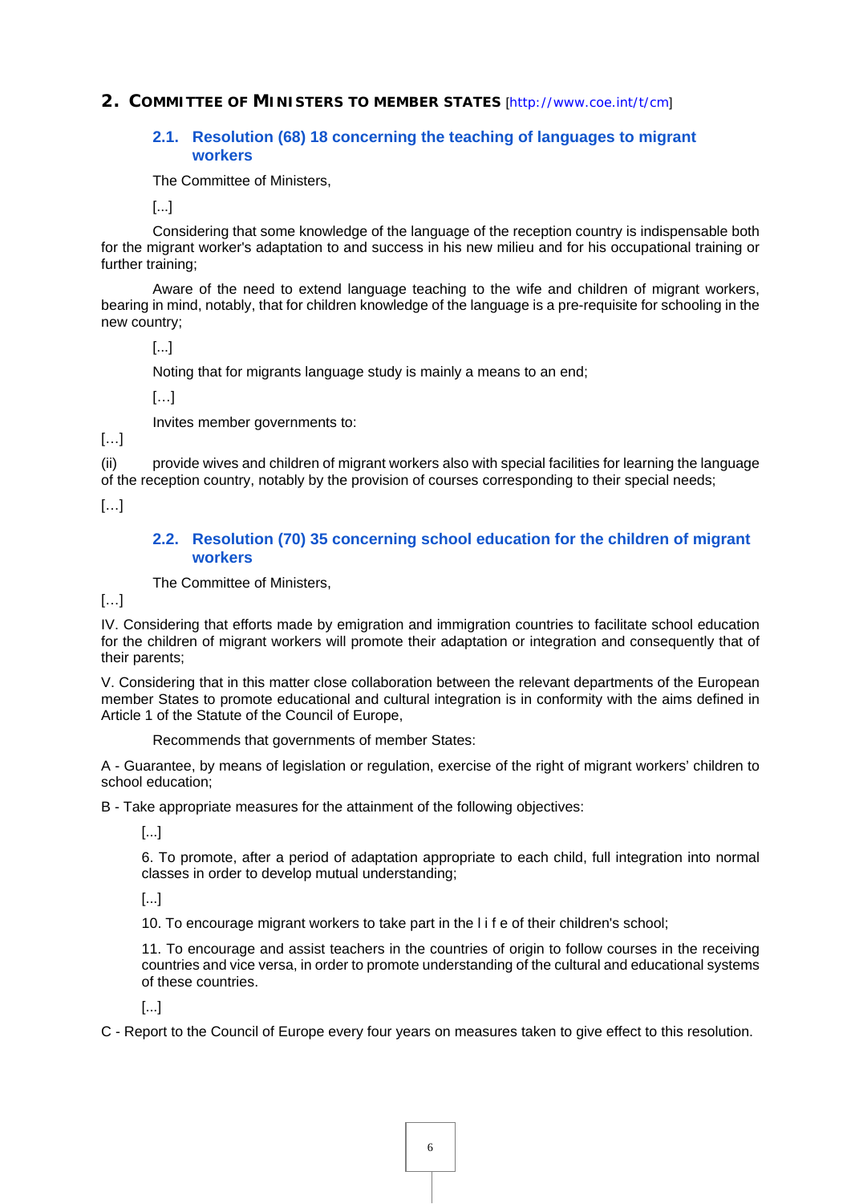## 2. COMMITTEE OF MINISTERS TO MEMBER STATES [http://www.coe.int/t/cm]

### 2.1. Resolution (68) 18 concerning the teaching of languages to migrant workers

The Committee of Ministers,

[...]

Considering that some knowledge of the language of the reception country is indispensable both for the migrant worker's adaptation to and success in his new milieu and for his occupational training or further training;

Aware of the need to extend language teaching to the wife and children of migrant workers, bearing in mind, notably, that for children knowledge of the language is a pre-requisite for schooling in the new country;

[...]

Noting that for migrants language study is mainly a means to an end;

[…]

Invites member governments to:

[…]

(ii) provide wives and children of migrant workers also with special facilities for learning the language of the reception country, notably by the provision of courses corresponding to their special needs;

[…]

### 2.2. Resolution (70) 35 concerning school education for the children of migrant workers

The Committee of Ministers,

[…]

IV. Considering that efforts made by emigration and immigration countries to facilitate school education for the children of migrant workers will promote their adaptation or integration and consequently that of their parents;

V. Considering that in this matter close collaboration between the relevant departments of the European member States to promote educational and cultural integration is in conformity with the aims defined in Article 1 of the Statute of the Council of Europe,

Recommends that governments of member States:

A - Guarantee, by means of legislation or regulation, exercise of the right of migrant workers' children to school education;

B - Take appropriate measures for the attainment of the following objectives:

[...]

6. To promote, after a period of adaptation appropriate to each child, full integration into normal classes in order to develop mutual understanding;

[...]

10. To encourage migrant workers to take part in the l i f e of their children's school;

11. To encourage and assist teachers in the countries of origin to follow courses in the receiving countries and vice versa, in order to promote understanding of the cultural and educational systems of these countries.

[...]

C - Report to the Council of Europe every four years on measures taken to give effect to this resolution.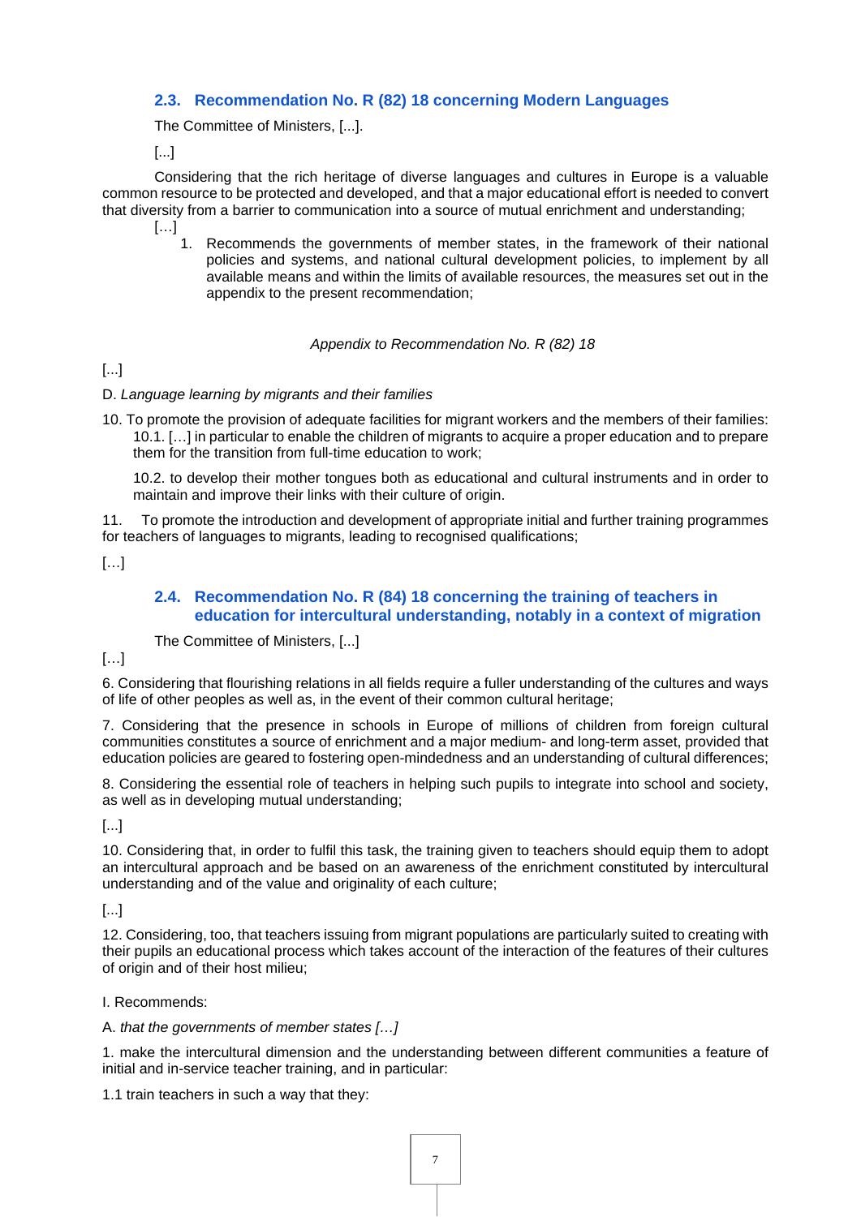## 2.3. Recommendation No. R (82) 18 concerning Modern Languages

The Committee of Ministers, [...].

[...]

Considering that the rich heritage of diverse languages and cultures in Europe is a valuable common resource to be protected and developed, and that a major educational effort is needed to convert that diversity from a barrier to communication into a source of mutual enrichment and understanding;

[…]

1. Recommends the governments of member states, in the framework of their national policies and systems, and national cultural development policies, to implement by all available means and within the limits of available resources, the measures set out in the appendix to the present recommendation;

*Appendix to Recommendation No. R (82) 18*

[...]

D. *Language learning by migrants and their families*

10. To promote the provision of adequate facilities for migrant workers and the members of their families:

10.1. […] in particular to enable the children of migrants to acquire a proper education and to prepare them for the transition from full-time education to work;

10.2. to develop their mother tongues both as educational and cultural instruments and in order to maintain and improve their links with their culture of origin.

11. To promote the introduction and development of appropriate initial and further training programmes for teachers of languages to migrants, leading to recognised qualifications;

[…]

## 2.4. Recommendation No. R (84) 18 concerning the training of teachers in education for intercultural understanding, notably in a context of migration

The Committee of Ministers, [...]

[…]

6. Considering that flourishing relations in all fields require a fuller understanding of the cultures and ways of life of other peoples as well as, in the event of their common cultural heritage;

7. Considering that the presence in schools in Europe of millions of children from foreign cultural communities constitutes a source of enrichment and a major medium- and long-term asset, provided that education policies are geared to fostering open-mindedness and an understanding of cultural differences;

8. Considering the essential role of teachers in helping such pupils to integrate into school and society, as well as in developing mutual understanding;

[...]

10. Considering that, in order to fulfil this task, the training given to teachers should equip them to adopt an intercultural approach and be based on an awareness of the enrichment constituted by intercultural understanding and of the value and originality of each culture;

[...]

12. Considering, too, that teachers issuing from migrant populations are particularly suited to creating with their pupils an educational process which takes account of the interaction of the features of their cultures of origin and of their host milieu;

I. Recommends:

A. *that the governments of member states […]*

1. make the intercultural dimension and the understanding between different communities a feature of initial and in-service teacher training, and in particular:

1.1 train teachers in such a way that they: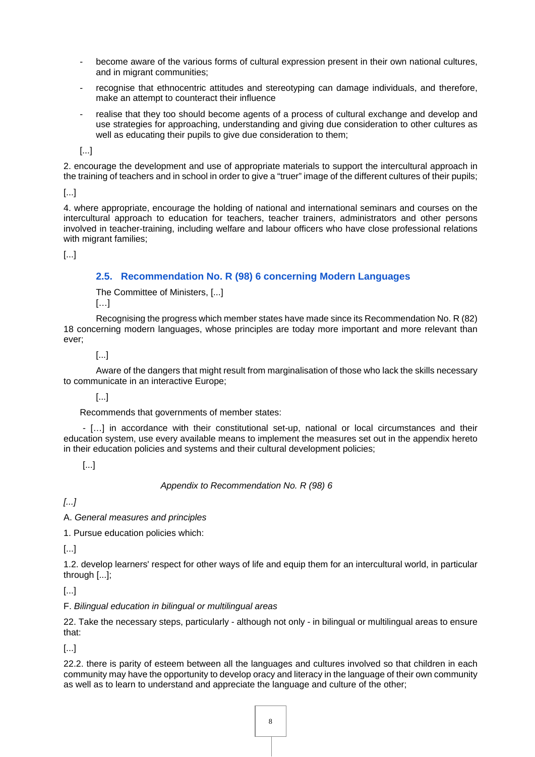- become aware of the various forms of cultural expression present in their own national cultures, and in migrant communities;
- recognise that ethnocentric attitudes and stereotyping can damage individuals, and therefore, make an attempt to counteract their influence
- realise that they too should become agents of a process of cultural exchange and develop and use strategies for approaching, understanding and giving due consideration to other cultures as well as educating their pupils to give due consideration to them;

[...]

2. encourage the development and use of appropriate materials to support the intercultural approach in the training of teachers and in school in order to give a "truer" image of the different cultures of their pupils;

[...]

4. where appropriate, encourage the holding of national and international seminars and courses on the intercultural approach to education for teachers, teacher trainers, administrators and other persons involved in teacher-training, including welfare and labour officers who have close professional relations with migrant families;

[...]

### 2.5. Recommendation No. R (98) 6 concerning Modern Languages

The Committee of Ministers, [...]

[…]

Recognising the progress which member states have made since its Recommendation No. R (82) 18 concerning modern languages, whose principles are today more important and more relevant than ever;

[...]

Aware of the dangers that might result from marginalisation of those who lack the skills necessary to communicate in an interactive Europe;

[...]

Recommends that governments of member states:

- […] in accordance with their constitutional set-up, national or local circumstances and their education system, use every available means to implement the measures set out in the appendix hereto in their education policies and systems and their cultural development policies;

[...]

*Appendix to Recommendation No. R (98) 6*

*[...]*

A. *General measures and principles*

1. Pursue education policies which:

[...]

1.2. develop learners' respect for other ways of life and equip them for an intercultural world, in particular through [...];

[...]

F. *Bilingual education in bilingual or multilingual areas*

22. Take the necessary steps, particularly - although not only - in bilingual or multilingual areas to ensure that:

[...]

22.2. there is parity of esteem between all the languages and cultures involved so that children in each community may have the opportunity to develop oracy and literacy in the language of their own community as well as to learn to understand and appreciate the language and culture of the other;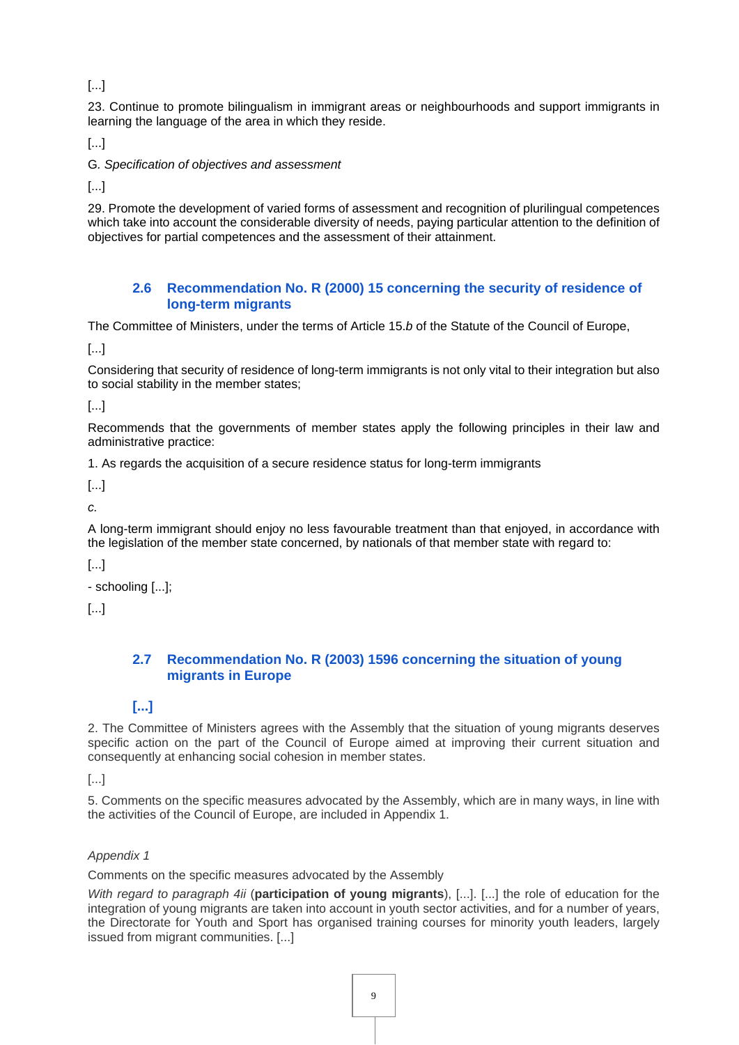[...]

23. Continue to promote bilingualism in immigrant areas or neighbourhoods and support immigrants in learning the language of the area in which they reside.

[...]

G. *Specification of objectives and assessment*

[...]

29. Promote the development of varied forms of assessment and recognition of plurilingual competences which take into account the considerable diversity of needs, paying particular attention to the definition of objectives for partial competences and the assessment of their attainment.

### 2.6 Recommendation No. R (2000) 15 concerning the security of residence of long-term migrants

The Committee of Ministers, under the terms of Article 15.*b* of the Statute of the Council of Europe,

[...]

Considering that security of residence of long-term immigrants is not only vital to their integration but also to social stability in the member states;

[...]

Recommends that the governments of member states apply the following principles in their law and administrative practice:

1. As regards the acquisition of a secure residence status for long-term immigrants

[...]

*c.*

A long-term immigrant should enjoy no less favourable treatment than that enjoyed, in accordance with the legislation of the member state concerned, by nationals of that member state with regard to:

[...]

- schooling [...];

[...]

### 2.7 Recommendation No. R (2003) 1596 concerning the situation of young migrants in Europe

### [...]

2. The Committee of Ministers agrees with the Assembly that the situation of young migrants deserves specific action on the part of the Council of Europe aimed at improving their current situation and consequently at enhancing social cohesion in member states.

[...]

5. Comments on the specific measures advocated by the Assembly, which are in many ways, in line with the activities of the Council of Europe, are included in Appendix 1.

*Appendix 1*

Comments on the specific measures advocated by the Assembly

*With regard to paragraph 4ii* (**participation of young migrants**), [...]. [...] the role of education for the integration of young migrants are taken into account in youth sector activities, and for a number of years, the Directorate for Youth and Sport has organised training courses for minority youth leaders, largely issued from migrant communities. [...]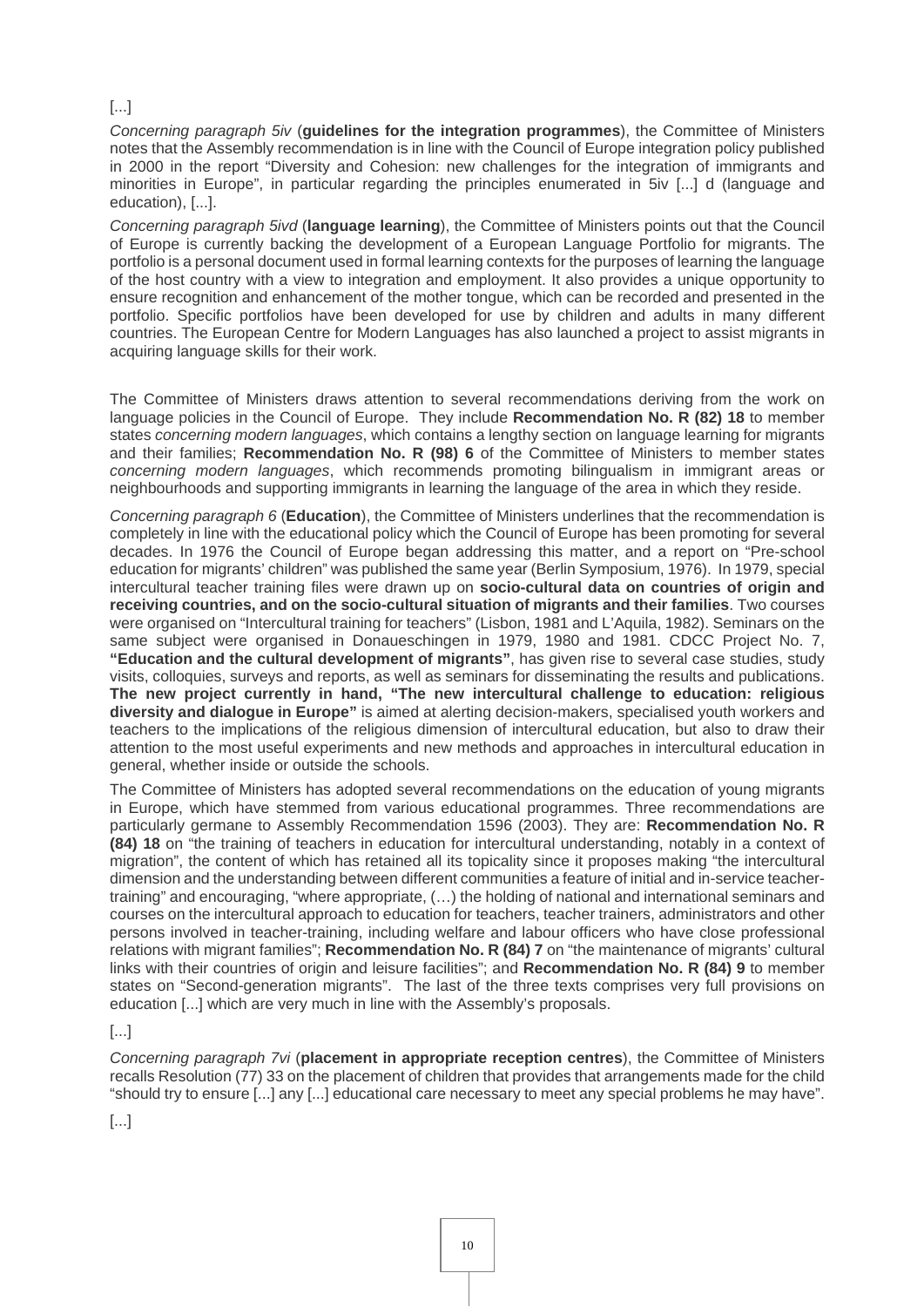[...]

*Concerning paragraph 5iv* (**guidelines for the integration programmes**), the Committee of Ministers notes that the Assembly recommendation is in line with the Council of Europe integration policy published in 2000 in the report "Diversity and Cohesion: new challenges for the integration of immigrants and minorities in Europe", in particular regarding the principles enumerated in 5iv [...] d (language and education), [...].

*Concerning paragraph 5ivd* (**language learning**), the Committee of Ministers points out that the Council of Europe is currently backing the development of a European Language Portfolio for migrants. The portfolio is a personal document used in formal learning contexts for the purposes of learning the language of the host country with a view to integration and employment. It also provides a unique opportunity to ensure recognition and enhancement of the mother tongue, which can be recorded and presented in the portfolio. Specific portfolios have been developed for use by children and adults in many different countries. The European Centre for Modern Languages has also launched a project to assist migrants in acquiring language skills for their work.

The Committee of Ministers draws attention to several recommendations deriving from the work on language policies in the Council of Europe. They include **Recommendation No. R (82) 18** to member states *concerning modern languages*, which contains a lengthy section on language learning for migrants and their families; **Recommendation No. R (98) 6** of the Committee of Ministers to member states *concerning modern languages*, which recommends promoting bilingualism in immigrant areas or neighbourhoods and supporting immigrants in learning the language of the area in which they reside.

*Concerning paragraph 6* (**Education**), the Committee of Ministers underlines that the recommendation is completely in line with the educational policy which the Council of Europe has been promoting for several decades. In 1976 the Council of Europe began addressing this matter, and a report on "Pre-school education for migrants' children" was published the same year (Berlin Symposium, 1976). In 1979, special intercultural teacher training files were drawn up on **socio-cultural data on countries of origin and receiving countries, and on the socio-cultural situation of migrants and their families**. Two courses were organised on "Intercultural training for teachers" (Lisbon, 1981 and L'Aquila, 1982). Seminars on the same subject were organised in Donaueschingen in 1979, 1980 and 1981. CDCC Project No. 7, **"Education and the cultural development of migrants"**, has given rise to several case studies, study visits, colloquies, surveys and reports, as well as seminars for disseminating the results and publications. **The new project currently in hand, "The new intercultural challenge to education: religious diversity and dialogue in Europe"** is aimed at alerting decision-makers, specialised youth workers and teachers to the implications of the religious dimension of intercultural education, but also to draw their attention to the most useful experiments and new methods and approaches in intercultural education in general, whether inside or outside the schools.

The Committee of Ministers has adopted several recommendations on the education of young migrants in Europe, which have stemmed from various educational programmes. Three recommendations are particularly germane to Assembly Recommendation 1596 (2003). They are: **Recommendation No. R (84) 18** on "the training of teachers in education for intercultural understanding, notably in a context of migration", the content of which has retained all its topicality since it proposes making "the intercultural dimension and the understanding between different communities a feature of initial and in-service teacher-training" and encouraging, "where appropriate, (…) the holding of national and international seminars and courses on the intercultural approach to education for teachers, teacher trainers, administrators and other persons involved in teacher-training, including welfare and labour officers who have close professional relations with migrant families"; **Recommendation No. R (84) 7** on "the maintenance of migrants' cultural links with their countries of origin and leisure facilities"; and **Recommendation No. R (84) 9** to member states on "Second-generation migrants". The last of the three texts comprises very full provisions on education [...] which are very much in line with the Assembly's proposals.

[...]

*Concerning paragraph 7vi* (**placement in appropriate reception centres**), the Committee of Ministers recalls Resolution (77) 33 on the placement of children that provides that arrangements made for the child "should try to ensure [...] any [...] educational care necessary to meet any special problems he may have".

[...]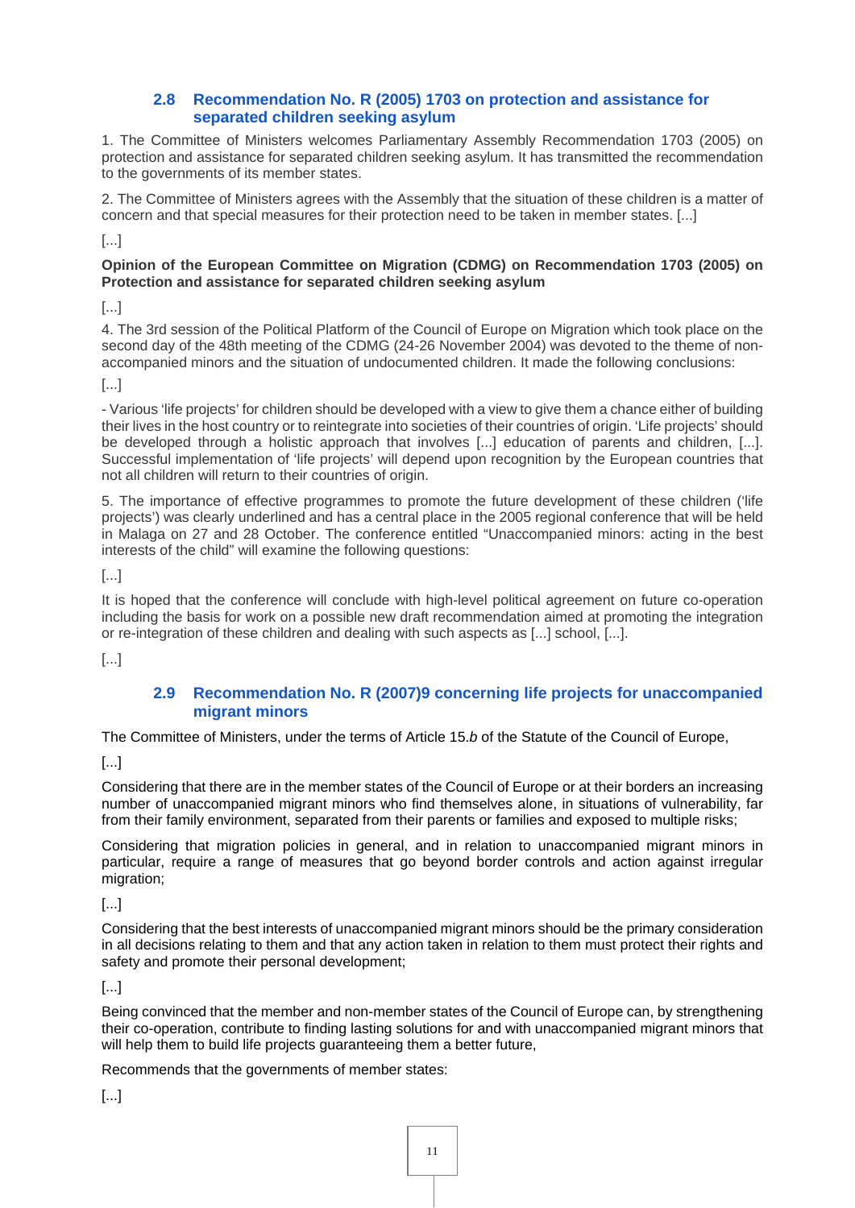### 2.8 Recommendation No. R (2005) 1703 on protection and assistance for separated children seeking asylum

1. The Committee of Ministers welcomes Parliamentary Assembly Recommendation 1703 (2005) on protection and assistance for separated children seeking asylum. It has transmitted the recommendation to the governments of its member states.

2. The Committee of Ministers agrees with the Assembly that the situation of these children is a matter of concern and that special measures for their protection need to be taken in member states. [...]

[...]

**Opinion of the European Committee on Migration (CDMG) on Recommendation 1703 (2005) on Protection and assistance for separated children seeking asylum**

[...]

4. The 3rd session of the Political Platform of the Council of Europe on Migration which took place on the second day of the 48th meeting of the CDMG (24-26 November 2004) was devoted to the theme of non-accompanied minors and the situation of undocumented children. It made the following conclusions:

[...]

- Various 'life projects' for children should be developed with a view to give them a chance either of building their lives in the host country or to reintegrate into societies of their countries of origin. 'Life projects' should be developed through a holistic approach that involves [...] education of parents and children, [...]. Successful implementation of 'life projects' will depend upon recognition by the European countries that not all children will return to their countries of origin.

5. The importance of effective programmes to promote the future development of these children ('life projects') was clearly underlined and has a central place in the 2005 regional conference that will be held in Malaga on 27 and 28 October. The conference entitled "Unaccompanied minors: acting in the best interests of the child" will examine the following questions:

[...]

It is hoped that the conference will conclude with high-level political agreement on future co-operation including the basis for work on a possible new draft recommendation aimed at promoting the integration or re-integration of these children and dealing with such aspects as [...] school, [...].

[...]

### 2.9 Recommendation No. R (2007)9 concerning life projects for unaccompanied migrant minors

The Committee of Ministers, under the terms of Article 15.*b* of the Statute of the Council of Europe,

[...]

Considering that there are in the member states of the Council of Europe or at their borders an increasing number of unaccompanied migrant minors who find themselves alone, in situations of vulnerability, far from their family environment, separated from their parents or families and exposed to multiple risks;

Considering that migration policies in general, and in relation to unaccompanied migrant minors in particular, require a range of measures that go beyond border controls and action against irregular migration;

[...]

Considering that the best interests of unaccompanied migrant minors should be the primary consideration in all decisions relating to them and that any action taken in relation to them must protect their rights and safety and promote their personal development;

[...]

Being convinced that the member and non-member states of the Council of Europe can, by strengthening their co-operation, contribute to finding lasting solutions for and with unaccompanied migrant minors that will help them to build life projects guaranteeing them a better future,

Recommends that the governments of member states:

[...]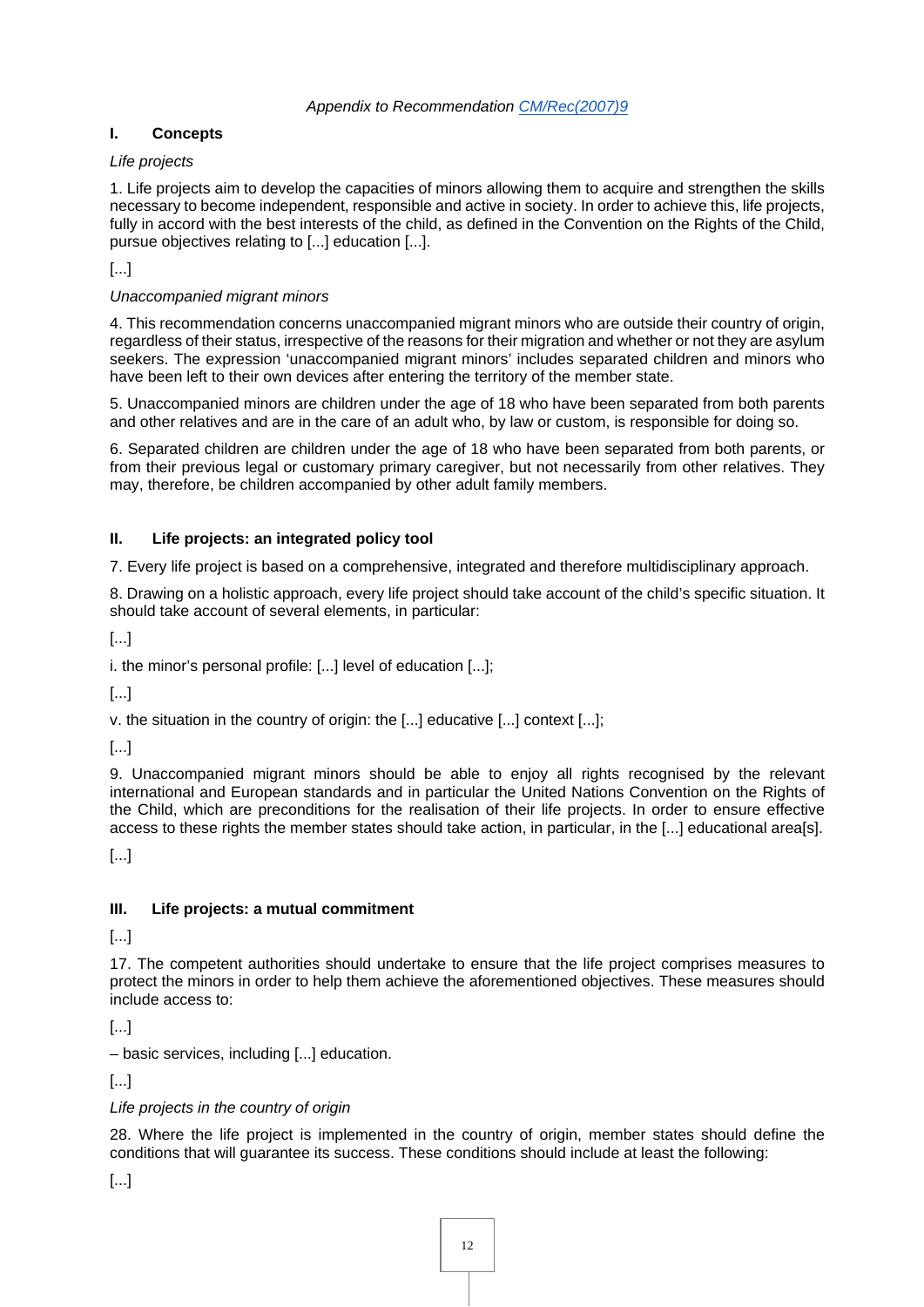*Appendix to Recommendation CM/Rec(2007)9*

## I. Concepts

*Life projects*

1. Life projects aim to develop the capacities of minors allowing them to acquire and strengthen the skills necessary to become independent, responsible and active in society. In order to achieve this, life projects, fully in accord with the best interests of the child, as defined in the Convention on the Rights of the Child, pursue objectives relating to [...] education [...].

[...]

*Unaccompanied migrant minors*

4. This recommendation concerns unaccompanied migrant minors who are outside their country of origin, regardless of their status, irrespective of the reasons for their migration and whether or not they are asylum seekers. The expression 'unaccompanied migrant minors' includes separated children and minors who have been left to their own devices after entering the territory of the member state.

5. Unaccompanied minors are children under the age of 18 who have been separated from both parents and other relatives and are in the care of an adult who, by law or custom, is responsible for doing so.

6. Separated children are children under the age of 18 who have been separated from both parents, or from their previous legal or customary primary caregiver, but not necessarily from other relatives. They may, therefore, be children accompanied by other adult family members.

## II. Life projects: an integrated policy tool

7. Every life project is based on a comprehensive, integrated and therefore multidisciplinary approach.

8. Drawing on a holistic approach, every life project should take account of the child's specific situation. It should take account of several elements, in particular:

[...]

i. the minor's personal profile: [...] level of education [...];

[...]

v. the situation in the country of origin: the [...] educative [...] context [...];

[...]

9. Unaccompanied migrant minors should be able to enjoy all rights recognised by the relevant international and European standards and in particular the United Nations Convention on the Rights of the Child, which are preconditions for the realisation of their life projects. In order to ensure effective access to these rights the member states should take action, in particular, in the [...] educational area[s].

[...]

## III. Life projects: a mutual commitment

[...]

17. The competent authorities should undertake to ensure that the life project comprises measures to protect the minors in order to help them achieve the aforementioned objectives. These measures should include access to:

[...]

– basic services, including [...] education.

[...]

*Life projects in the country of origin*

28. Where the life project is implemented in the country of origin, member states should define the conditions that will guarantee its success. These conditions should include at least the following:

[...]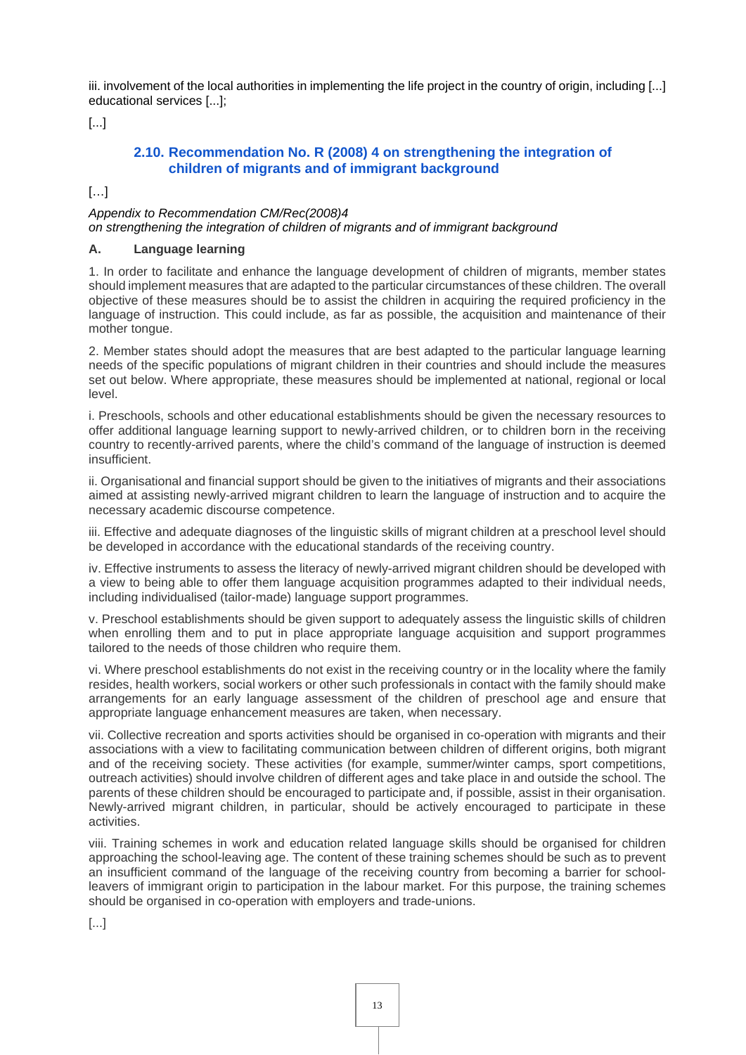iii. involvement of the local authorities in implementing the life project in the country of origin, including [...] educational services [...];

[...]

### 2.10. Recommendation No. R (2008) 4 on strengthening the integration of children of migrants and of immigrant background

[…]

*Appendix to Recommendation CM/Rec(2008)4*
*on strengthening the integration of children of migrants and of immigrant background*

**A. Language learning**

1. In order to facilitate and enhance the language development of children of migrants, member states should implement measures that are adapted to the particular circumstances of these children. The overall objective of these measures should be to assist the children in acquiring the required proficiency in the language of instruction. This could include, as far as possible, the acquisition and maintenance of their mother tongue.

2. Member states should adopt the measures that are best adapted to the particular language learning needs of the specific populations of migrant children in their countries and should include the measures set out below. Where appropriate, these measures should be implemented at national, regional or local level.

i. Preschools, schools and other educational establishments should be given the necessary resources to offer additional language learning support to newly-arrived children, or to children born in the receiving country to recently-arrived parents, where the child's command of the language of instruction is deemed insufficient.

ii. Organisational and financial support should be given to the initiatives of migrants and their associations aimed at assisting newly-arrived migrant children to learn the language of instruction and to acquire the necessary academic discourse competence.

iii. Effective and adequate diagnoses of the linguistic skills of migrant children at a preschool level should be developed in accordance with the educational standards of the receiving country.

iv. Effective instruments to assess the literacy of newly-arrived migrant children should be developed with a view to being able to offer them language acquisition programmes adapted to their individual needs, including individualised (tailor-made) language support programmes.

v. Preschool establishments should be given support to adequately assess the linguistic skills of children when enrolling them and to put in place appropriate language acquisition and support programmes tailored to the needs of those children who require them.

vi. Where preschool establishments do not exist in the receiving country or in the locality where the family resides, health workers, social workers or other such professionals in contact with the family should make arrangements for an early language assessment of the children of preschool age and ensure that appropriate language enhancement measures are taken, when necessary.

vii. Collective recreation and sports activities should be organised in co-operation with migrants and their associations with a view to facilitating communication between children of different origins, both migrant and of the receiving society. These activities (for example, summer/winter camps, sport competitions, outreach activities) should involve children of different ages and take place in and outside the school. The parents of these children should be encouraged to participate and, if possible, assist in their organisation. Newly-arrived migrant children, in particular, should be actively encouraged to participate in these activities.

viii. Training schemes in work and education related language skills should be organised for children approaching the school-leaving age. The content of these training schemes should be such as to prevent an insufficient command of the language of the receiving country from becoming a barrier for school-leavers of immigrant origin to participation in the labour market. For this purpose, the training schemes should be organised in co-operation with employers and trade-unions.

[...]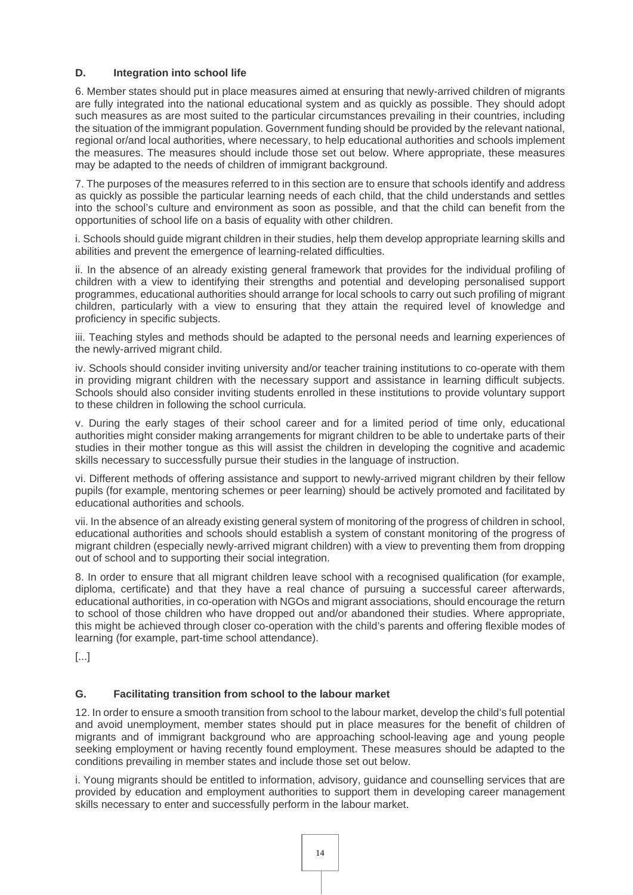### D. Integration into school life

6. Member states should put in place measures aimed at ensuring that newly-arrived children of migrants are fully integrated into the national educational system and as quickly as possible. They should adopt such measures as are most suited to the particular circumstances prevailing in their countries, including the situation of the immigrant population. Government funding should be provided by the relevant national, regional or/and local authorities, where necessary, to help educational authorities and schools implement the measures. The measures should include those set out below. Where appropriate, these measures may be adapted to the needs of children of immigrant background.

7. The purposes of the measures referred to in this section are to ensure that schools identify and address as quickly as possible the particular learning needs of each child, that the child understands and settles into the school's culture and environment as soon as possible, and that the child can benefit from the opportunities of school life on a basis of equality with other children.

i. Schools should guide migrant children in their studies, help them develop appropriate learning skills and abilities and prevent the emergence of learning-related difficulties.

ii. In the absence of an already existing general framework that provides for the individual profiling of children with a view to identifying their strengths and potential and developing personalised support programmes, educational authorities should arrange for local schools to carry out such profiling of migrant children, particularly with a view to ensuring that they attain the required level of knowledge and proficiency in specific subjects.

iii. Teaching styles and methods should be adapted to the personal needs and learning experiences of the newly-arrived migrant child.

iv. Schools should consider inviting university and/or teacher training institutions to co-operate with them in providing migrant children with the necessary support and assistance in learning difficult subjects. Schools should also consider inviting students enrolled in these institutions to provide voluntary support to these children in following the school curricula.

v. During the early stages of their school career and for a limited period of time only, educational authorities might consider making arrangements for migrant children to be able to undertake parts of their studies in their mother tongue as this will assist the children in developing the cognitive and academic skills necessary to successfully pursue their studies in the language of instruction.

vi. Different methods of offering assistance and support to newly-arrived migrant children by their fellow pupils (for example, mentoring schemes or peer learning) should be actively promoted and facilitated by educational authorities and schools.

vii. In the absence of an already existing general system of monitoring of the progress of children in school, educational authorities and schools should establish a system of constant monitoring of the progress of migrant children (especially newly-arrived migrant children) with a view to preventing them from dropping out of school and to supporting their social integration.

8. In order to ensure that all migrant children leave school with a recognised qualification (for example, diploma, certificate) and that they have a real chance of pursuing a successful career afterwards, educational authorities, in co-operation with NGOs and migrant associations, should encourage the return to school of those children who have dropped out and/or abandoned their studies. Where appropriate, this might be achieved through closer co-operation with the child's parents and offering flexible modes of learning (for example, part-time school attendance).

[...]

### G. Facilitating transition from school to the labour market

12. In order to ensure a smooth transition from school to the labour market, develop the child's full potential and avoid unemployment, member states should put in place measures for the benefit of children of migrants and of immigrant background who are approaching school-leaving age and young people seeking employment or having recently found employment. These measures should be adapted to the conditions prevailing in member states and include those set out below.

i. Young migrants should be entitled to information, advisory, guidance and counselling services that are provided by education and employment authorities to support them in developing career management skills necessary to enter and successfully perform in the labour market.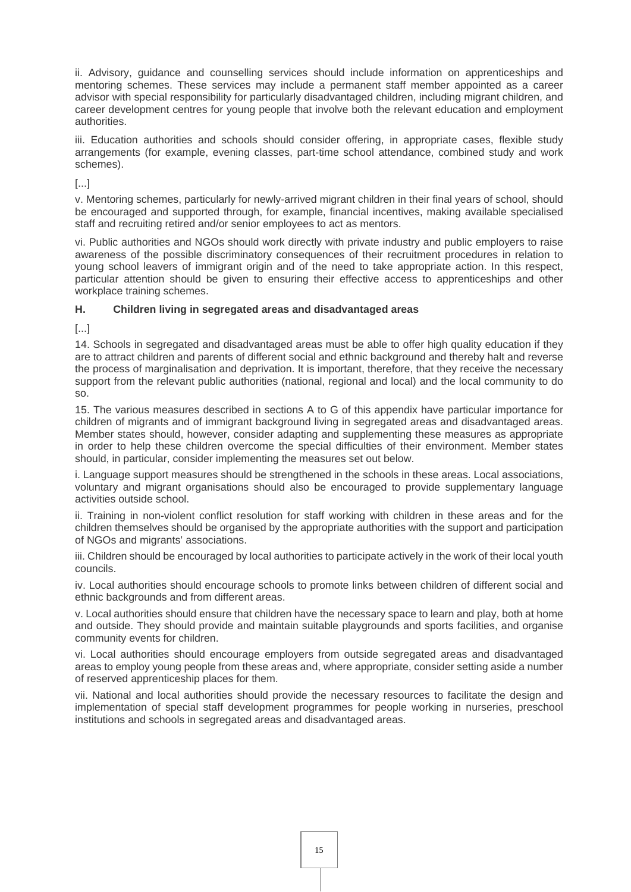ii. Advisory, guidance and counselling services should include information on apprenticeships and mentoring schemes. These services may include a permanent staff member appointed as a career advisor with special responsibility for particularly disadvantaged children, including migrant children, and career development centres for young people that involve both the relevant education and employment authorities.

iii. Education authorities and schools should consider offering, in appropriate cases, flexible study arrangements (for example, evening classes, part-time school attendance, combined study and work schemes).

[...]

v. Mentoring schemes, particularly for newly-arrived migrant children in their final years of school, should be encouraged and supported through, for example, financial incentives, making available specialised staff and recruiting retired and/or senior employees to act as mentors.

vi. Public authorities and NGOs should work directly with private industry and public employers to raise awareness of the possible discriminatory consequences of their recruitment procedures in relation to young school leavers of immigrant origin and of the need to take appropriate action. In this respect, particular attention should be given to ensuring their effective access to apprenticeships and other workplace training schemes.

### H. Children living in segregated areas and disadvantaged areas

[...]

14. Schools in segregated and disadvantaged areas must be able to offer high quality education if they are to attract children and parents of different social and ethnic background and thereby halt and reverse the process of marginalisation and deprivation. It is important, therefore, that they receive the necessary support from the relevant public authorities (national, regional and local) and the local community to do so.

15. The various measures described in sections A to G of this appendix have particular importance for children of migrants and of immigrant background living in segregated areas and disadvantaged areas. Member states should, however, consider adapting and supplementing these measures as appropriate in order to help these children overcome the special difficulties of their environment. Member states should, in particular, consider implementing the measures set out below.

i. Language support measures should be strengthened in the schools in these areas. Local associations, voluntary and migrant organisations should also be encouraged to provide supplementary language activities outside school.

ii. Training in non-violent conflict resolution for staff working with children in these areas and for the children themselves should be organised by the appropriate authorities with the support and participation of NGOs and migrants' associations.

iii. Children should be encouraged by local authorities to participate actively in the work of their local youth councils.

iv. Local authorities should encourage schools to promote links between children of different social and ethnic backgrounds and from different areas.

v. Local authorities should ensure that children have the necessary space to learn and play, both at home and outside. They should provide and maintain suitable playgrounds and sports facilities, and organise community events for children.

vi. Local authorities should encourage employers from outside segregated areas and disadvantaged areas to employ young people from these areas and, where appropriate, consider setting aside a number of reserved apprenticeship places for them.

vii. National and local authorities should provide the necessary resources to facilitate the design and implementation of special staff development programmes for people working in nurseries, preschool institutions and schools in segregated areas and disadvantaged areas.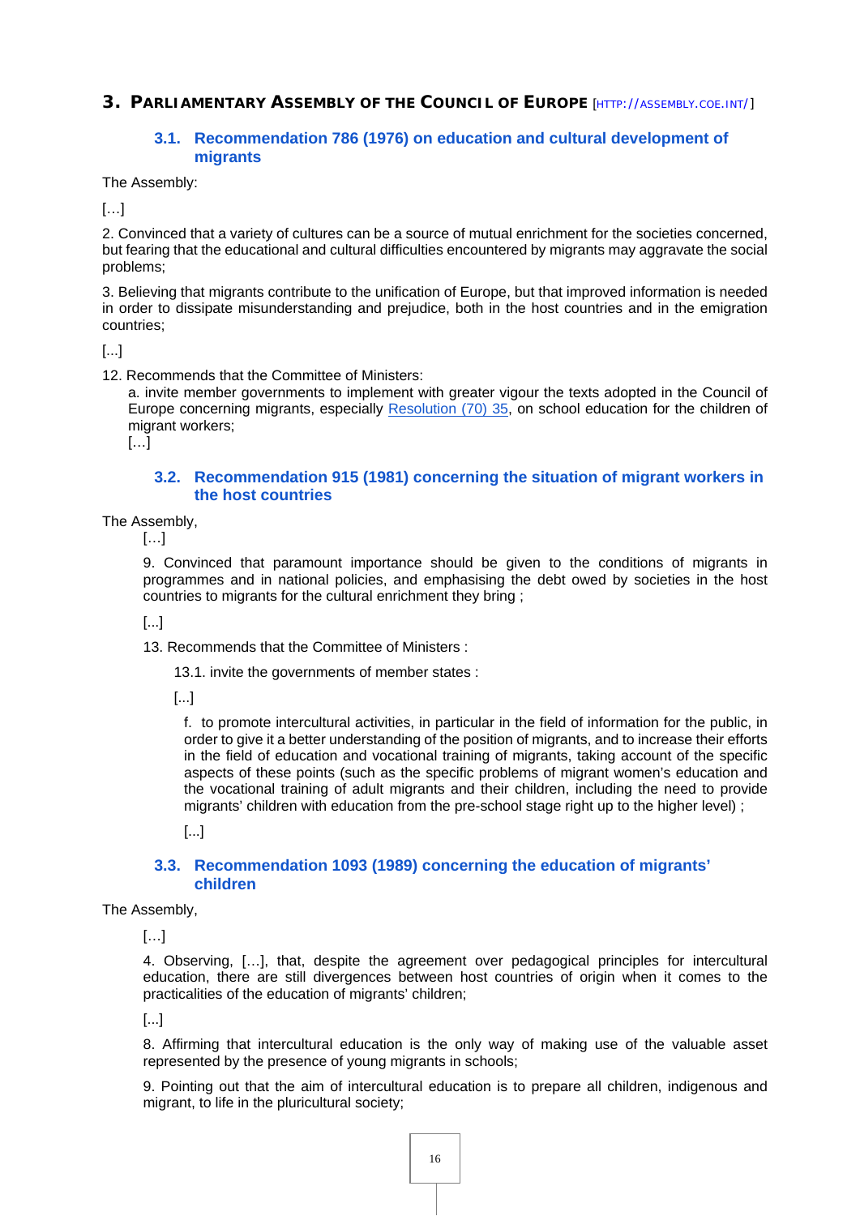## 3. Parliamentary Assembly of the Council of Europe [http://assembly.coe.int/]

### 3.1. Recommendation 786 (1976) on education and cultural development of migrants

The Assembly:

[…]

2. Convinced that a variety of cultures can be a source of mutual enrichment for the societies concerned, but fearing that the educational and cultural difficulties encountered by migrants may aggravate the social problems;

3. Believing that migrants contribute to the unification of Europe, but that improved information is needed in order to dissipate misunderstanding and prejudice, both in the host countries and in the emigration countries;

[...]

12. Recommends that the Committee of Ministers:

   a. invite member governments to implement with greater vigour the texts adopted in the Council of Europe concerning migrants, especially Resolution (70) 35, on school education for the children of migrant workers;

   […]

### 3.2. Recommendation 915 (1981) concerning the situation of migrant workers in the host countries

The Assembly,

[…]

9. Convinced that paramount importance should be given to the conditions of migrants in programmes and in national policies, and emphasising the debt owed by societies in the host countries to migrants for the cultural enrichment they bring ;

[...]

13. Recommends that the Committee of Ministers :

13.1. invite the governments of member states :

[...]

f. to promote intercultural activities, in particular in the field of information for the public, in order to give it a better understanding of the position of migrants, and to increase their efforts in the field of education and vocational training of migrants, taking account of the specific aspects of these points (such as the specific problems of migrant women's education and the vocational training of adult migrants and their children, including the need to provide migrants' children with education from the pre-school stage right up to the higher level) ;

[...]

### 3.3. Recommendation 1093 (1989) concerning the education of migrants' children

The Assembly,

[…]

4. Observing, […], that, despite the agreement over pedagogical principles for intercultural education, there are still divergences between host countries of origin when it comes to the practicalities of the education of migrants' children;

[...]

8. Affirming that intercultural education is the only way of making use of the valuable asset represented by the presence of young migrants in schools;

9. Pointing out that the aim of intercultural education is to prepare all children, indigenous and migrant, to life in the pluricultural society;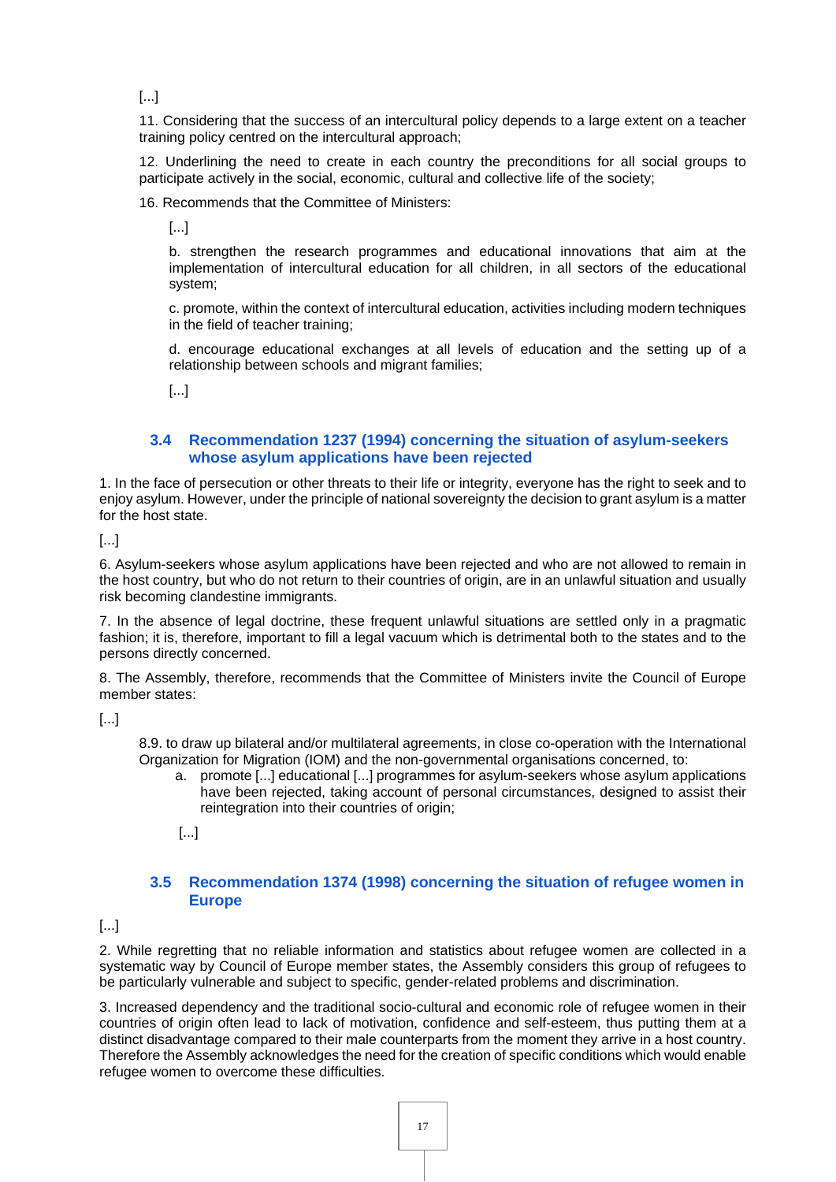[...]

11. Considering that the success of an intercultural policy depends to a large extent on a teacher training policy centred on the intercultural approach;

12. Underlining the need to create in each country the preconditions for all social groups to participate actively in the social, economic, cultural and collective life of the society;

16. Recommends that the Committee of Ministers:

> [...]
>
> b. strengthen the research programmes and educational innovations that aim at the implementation of intercultural education for all children, in all sectors of the educational system;
>
> c. promote, within the context of intercultural education, activities including modern techniques in the field of teacher training;
>
> d. encourage educational exchanges at all levels of education and the setting up of a relationship between schools and migrant families;
>
> [...]

### 3.4 Recommendation 1237 (1994) concerning the situation of asylum-seekers whose asylum applications have been rejected

1. In the face of persecution or other threats to their life or integrity, everyone has the right to seek and to enjoy asylum. However, under the principle of national sovereignty the decision to grant asylum is a matter for the host state.

[...]

6. Asylum-seekers whose asylum applications have been rejected and who are not allowed to remain in the host country, but who do not return to their countries of origin, are in an unlawful situation and usually risk becoming clandestine immigrants.

7. In the absence of legal doctrine, these frequent unlawful situations are settled only in a pragmatic fashion; it is, therefore, important to fill a legal vacuum which is detrimental both to the states and to the persons directly concerned.

8. The Assembly, therefore, recommends that the Committee of Ministers invite the Council of Europe member states:

[...]

> 8.9. to draw up bilateral and/or multilateral agreements, in close co-operation with the International Organization for Migration (IOM) and the non-governmental organisations concerned, to:
>
> a. promote [...] educational [...] programmes for asylum-seekers whose asylum applications have been rejected, taking account of personal circumstances, designed to assist their reintegration into their countries of origin;
>
> [...]

### 3.5 Recommendation 1374 (1998) concerning the situation of refugee women in Europe

[...]

2. While regretting that no reliable information and statistics about refugee women are collected in a systematic way by Council of Europe member states, the Assembly considers this group of refugees to be particularly vulnerable and subject to specific, gender-related problems and discrimination.

3. Increased dependency and the traditional socio-cultural and economic role of refugee women in their countries of origin often lead to lack of motivation, confidence and self-esteem, thus putting them at a distinct disadvantage compared to their male counterparts from the moment they arrive in a host country. Therefore the Assembly acknowledges the need for the creation of specific conditions which would enable refugee women to overcome these difficulties.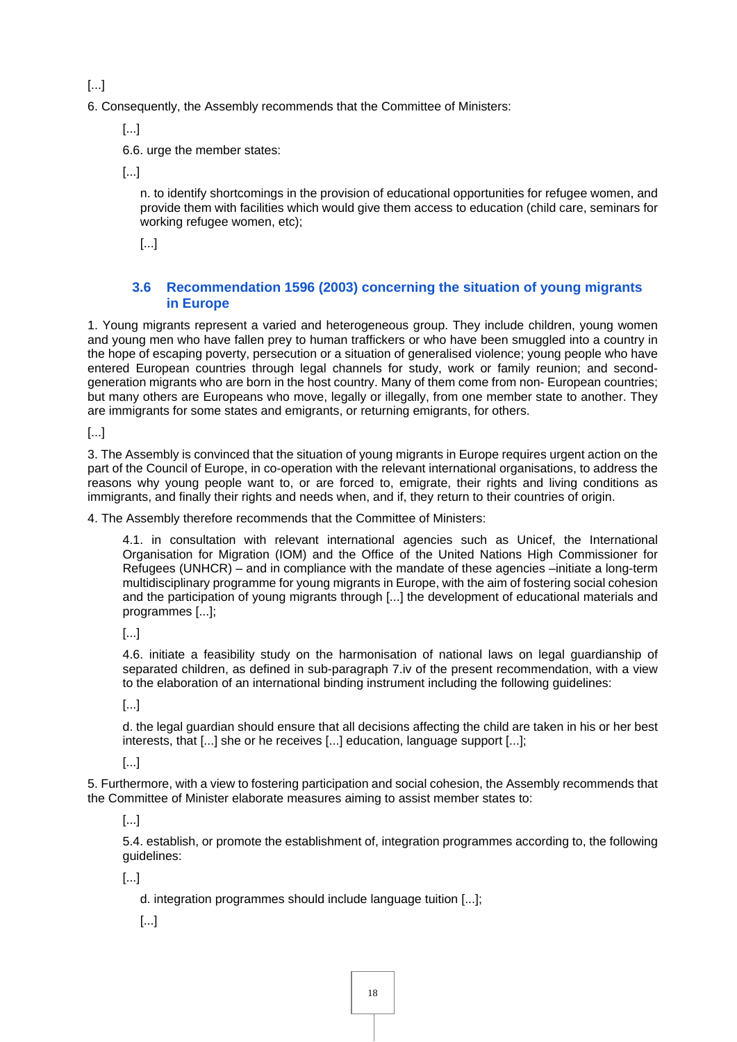[...]

6. Consequently, the Assembly recommends that the Committee of Ministers:

[...]

6.6. urge the member states:

[...]

n. to identify shortcomings in the provision of educational opportunities for refugee women, and provide them with facilities which would give them access to education (child care, seminars for working refugee women, etc);

[...]

### 3.6 Recommendation 1596 (2003) concerning the situation of young migrants in Europe

1. Young migrants represent a varied and heterogeneous group. They include children, young women and young men who have fallen prey to human traffickers or who have been smuggled into a country in the hope of escaping poverty, persecution or a situation of generalised violence; young people who have entered European countries through legal channels for study, work or family reunion; and second-generation migrants who are born in the host country. Many of them come from non- European countries; but many others are Europeans who move, legally or illegally, from one member state to another. They are immigrants for some states and emigrants, or returning emigrants, for others.

[...]

3. The Assembly is convinced that the situation of young migrants in Europe requires urgent action on the part of the Council of Europe, in co-operation with the relevant international organisations, to address the reasons why young people want to, or are forced to, emigrate, their rights and living conditions as immigrants, and finally their rights and needs when, and if, they return to their countries of origin.

4. The Assembly therefore recommends that the Committee of Ministers:

4.1. in consultation with relevant international agencies such as Unicef, the International Organisation for Migration (IOM) and the Office of the United Nations High Commissioner for Refugees (UNHCR) – and in compliance with the mandate of these agencies –initiate a long-term multidisciplinary programme for young migrants in Europe, with the aim of fostering social cohesion and the participation of young migrants through [...] the development of educational materials and programmes [...];

[...]

4.6. initiate a feasibility study on the harmonisation of national laws on legal guardianship of separated children, as defined in sub-paragraph 7.iv of the present recommendation, with a view to the elaboration of an international binding instrument including the following guidelines:

[...]

d. the legal guardian should ensure that all decisions affecting the child are taken in his or her best interests, that [...] she or he receives [...] education, language support [...];

[...]

5. Furthermore, with a view to fostering participation and social cohesion, the Assembly recommends that the Committee of Minister elaborate measures aiming to assist member states to:

[...]

5.4. establish, or promote the establishment of, integration programmes according to, the following guidelines:

[...]

d. integration programmes should include language tuition [...];

[...]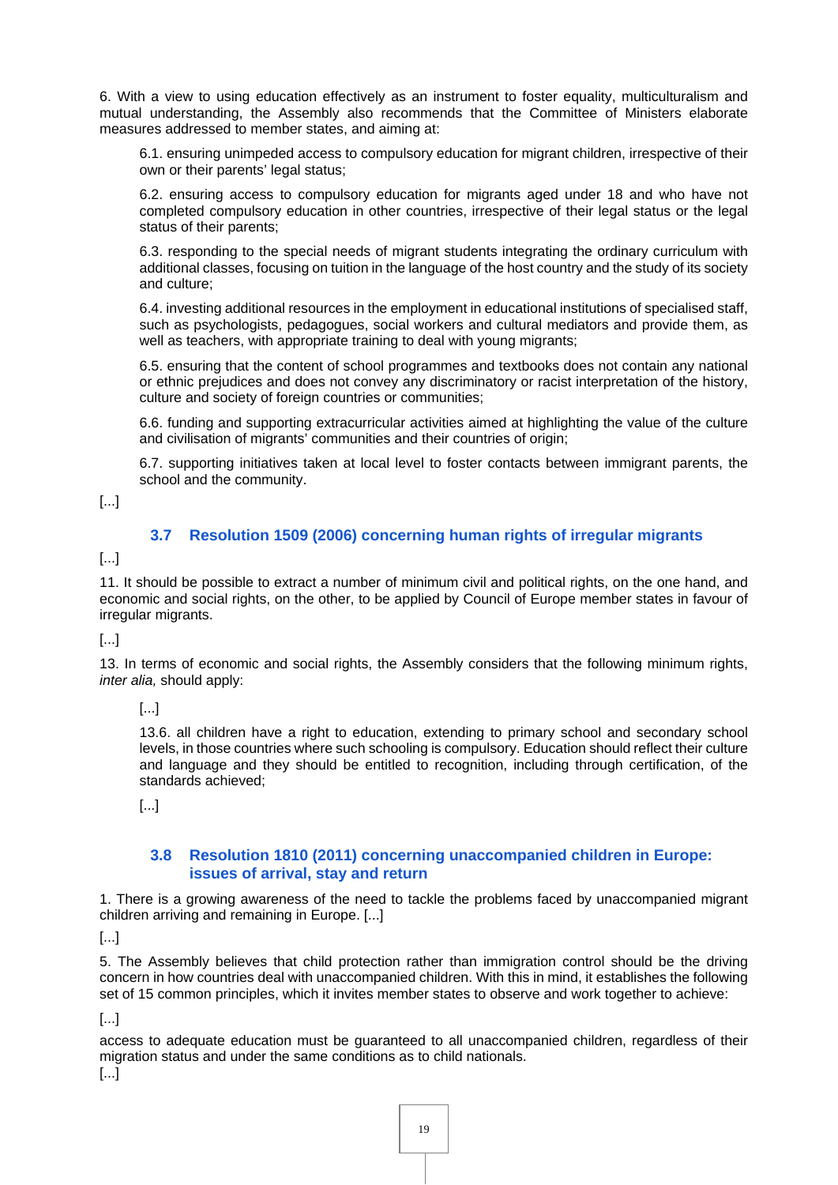6. With a view to using education effectively as an instrument to foster equality, multiculturalism and mutual understanding, the Assembly also recommends that the Committee of Ministers elaborate measures addressed to member states, and aiming at:

6.1. ensuring unimpeded access to compulsory education for migrant children, irrespective of their own or their parents' legal status;

6.2. ensuring access to compulsory education for migrants aged under 18 and who have not completed compulsory education in other countries, irrespective of their legal status or the legal status of their parents;

6.3. responding to the special needs of migrant students integrating the ordinary curriculum with additional classes, focusing on tuition in the language of the host country and the study of its society and culture;

6.4. investing additional resources in the employment in educational institutions of specialised staff, such as psychologists, pedagogues, social workers and cultural mediators and provide them, as well as teachers, with appropriate training to deal with young migrants;

6.5. ensuring that the content of school programmes and textbooks does not contain any national or ethnic prejudices and does not convey any discriminatory or racist interpretation of the history, culture and society of foreign countries or communities;

6.6. funding and supporting extracurricular activities aimed at highlighting the value of the culture and civilisation of migrants' communities and their countries of origin;

6.7. supporting initiatives taken at local level to foster contacts between immigrant parents, the school and the community.

[...]

### 3.7 Resolution 1509 (2006) concerning human rights of irregular migrants

[...]

11. It should be possible to extract a number of minimum civil and political rights, on the one hand, and economic and social rights, on the other, to be applied by Council of Europe member states in favour of irregular migrants.

[...]

13. In terms of economic and social rights, the Assembly considers that the following minimum rights, *inter alia,* should apply:

[...]

13.6. all children have a right to education, extending to primary school and secondary school levels, in those countries where such schooling is compulsory. Education should reflect their culture and language and they should be entitled to recognition, including through certification, of the standards achieved;

[...]

### 3.8 Resolution 1810 (2011) concerning unaccompanied children in Europe: issues of arrival, stay and return

1. There is a growing awareness of the need to tackle the problems faced by unaccompanied migrant children arriving and remaining in Europe. [...]

[...]

5. The Assembly believes that child protection rather than immigration control should be the driving concern in how countries deal with unaccompanied children. With this in mind, it establishes the following set of 15 common principles, which it invites member states to observe and work together to achieve:

[...]

access to adequate education must be guaranteed to all unaccompanied children, regardless of their migration status and under the same conditions as to child nationals.

[...]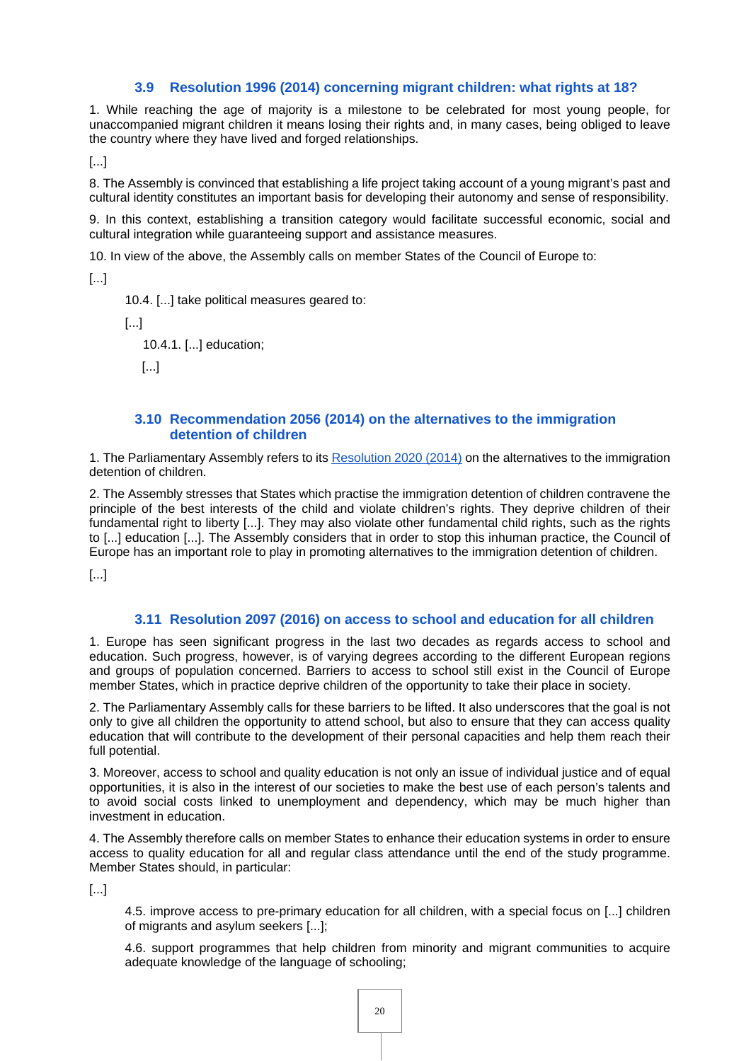### 3.9 Resolution 1996 (2014) concerning migrant children: what rights at 18?

1. While reaching the age of majority is a milestone to be celebrated for most young people, for unaccompanied migrant children it means losing their rights and, in many cases, being obliged to leave the country where they have lived and forged relationships.

[...]

8. The Assembly is convinced that establishing a life project taking account of a young migrant's past and cultural identity constitutes an important basis for developing their autonomy and sense of responsibility.

9. In this context, establishing a transition category would facilitate successful economic, social and cultural integration while guaranteeing support and assistance measures.

10. In view of the above, the Assembly calls on member States of the Council of Europe to:

[...]

> 10.4. [...] take political measures geared to:
>
> [...]
>
> > 10.4.1. [...] education;
> >
> > [...]

### 3.10 Recommendation 2056 (2014) on the alternatives to the immigration detention of children

1. The Parliamentary Assembly refers to its Resolution 2020 (2014) on the alternatives to the immigration detention of children.

2. The Assembly stresses that States which practise the immigration detention of children contravene the principle of the best interests of the child and violate children's rights. They deprive children of their fundamental right to liberty [...]. They may also violate other fundamental child rights, such as the rights to [...] education [...]. The Assembly considers that in order to stop this inhuman practice, the Council of Europe has an important role to play in promoting alternatives to the immigration detention of children.

[...]

### 3.11 Resolution 2097 (2016) on access to school and education for all children

1. Europe has seen significant progress in the last two decades as regards access to school and education. Such progress, however, is of varying degrees according to the different European regions and groups of population concerned. Barriers to access to school still exist in the Council of Europe member States, which in practice deprive children of the opportunity to take their place in society.

2. The Parliamentary Assembly calls for these barriers to be lifted. It also underscores that the goal is not only to give all children the opportunity to attend school, but also to ensure that they can access quality education that will contribute to the development of their personal capacities and help them reach their full potential.

3. Moreover, access to school and quality education is not only an issue of individual justice and of equal opportunities, it is also in the interest of our societies to make the best use of each person's talents and to avoid social costs linked to unemployment and dependency, which may be much higher than investment in education.

4. The Assembly therefore calls on member States to enhance their education systems in order to ensure access to quality education for all and regular class attendance until the end of the study programme. Member States should, in particular:

[...]

> 4.5. improve access to pre-primary education for all children, with a special focus on [...] children of migrants and asylum seekers [...];
>
> 4.6. support programmes that help children from minority and migrant communities to acquire adequate knowledge of the language of schooling;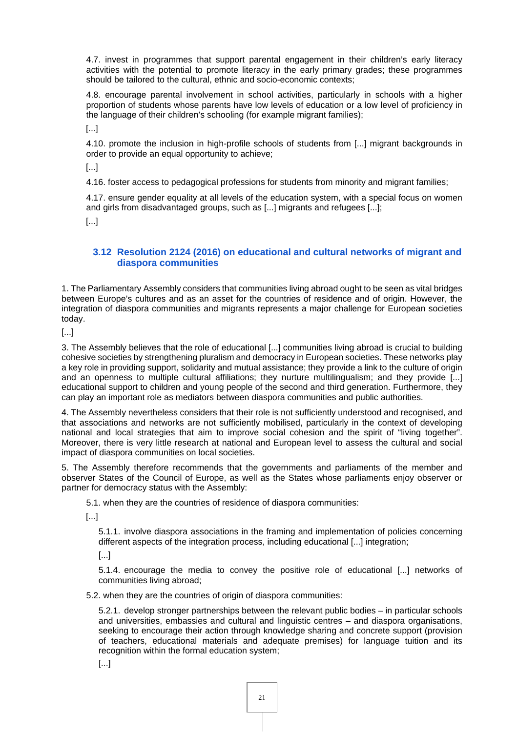4.7. invest in programmes that support parental engagement in their children's early literacy activities with the potential to promote literacy in the early primary grades; these programmes should be tailored to the cultural, ethnic and socio-economic contexts;

4.8. encourage parental involvement in school activities, particularly in schools with a higher proportion of students whose parents have low levels of education or a low level of proficiency in the language of their children's schooling (for example migrant families);

[...]

4.10. promote the inclusion in high-profile schools of students from [...] migrant backgrounds in order to provide an equal opportunity to achieve;

[...]

4.16. foster access to pedagogical professions for students from minority and migrant families;

4.17. ensure gender equality at all levels of the education system, with a special focus on women and girls from disadvantaged groups, such as [...] migrants and refugees [...];

[...]

### 3.12 Resolution 2124 (2016) on educational and cultural networks of migrant and diaspora communities

1. The Parliamentary Assembly considers that communities living abroad ought to be seen as vital bridges between Europe's cultures and as an asset for the countries of residence and of origin. However, the integration of diaspora communities and migrants represents a major challenge for European societies today.

[...]

3. The Assembly believes that the role of educational [...] communities living abroad is crucial to building cohesive societies by strengthening pluralism and democracy in European societies. These networks play a key role in providing support, solidarity and mutual assistance; they provide a link to the culture of origin and an openness to multiple cultural affiliations; they nurture multilingualism; and they provide [...] educational support to children and young people of the second and third generation. Furthermore, they can play an important role as mediators between diaspora communities and public authorities.

4. The Assembly nevertheless considers that their role is not sufficiently understood and recognised, and that associations and networks are not sufficiently mobilised, particularly in the context of developing national and local strategies that aim to improve social cohesion and the spirit of "living together". Moreover, there is very little research at national and European level to assess the cultural and social impact of diaspora communities on local societies.

5. The Assembly therefore recommends that the governments and parliaments of the member and observer States of the Council of Europe, as well as the States whose parliaments enjoy observer or partner for democracy status with the Assembly:

5.1. when they are the countries of residence of diaspora communities:

[...]

5.1.1. involve diaspora associations in the framing and implementation of policies concerning different aspects of the integration process, including educational [...] integration;

[...]

5.1.4. encourage the media to convey the positive role of educational [...] networks of communities living abroad;

5.2. when they are the countries of origin of diaspora communities:

5.2.1. develop stronger partnerships between the relevant public bodies – in particular schools and universities, embassies and cultural and linguistic centres – and diaspora organisations, seeking to encourage their action through knowledge sharing and concrete support (provision of teachers, educational materials and adequate premises) for language tuition and its recognition within the formal education system;

[...]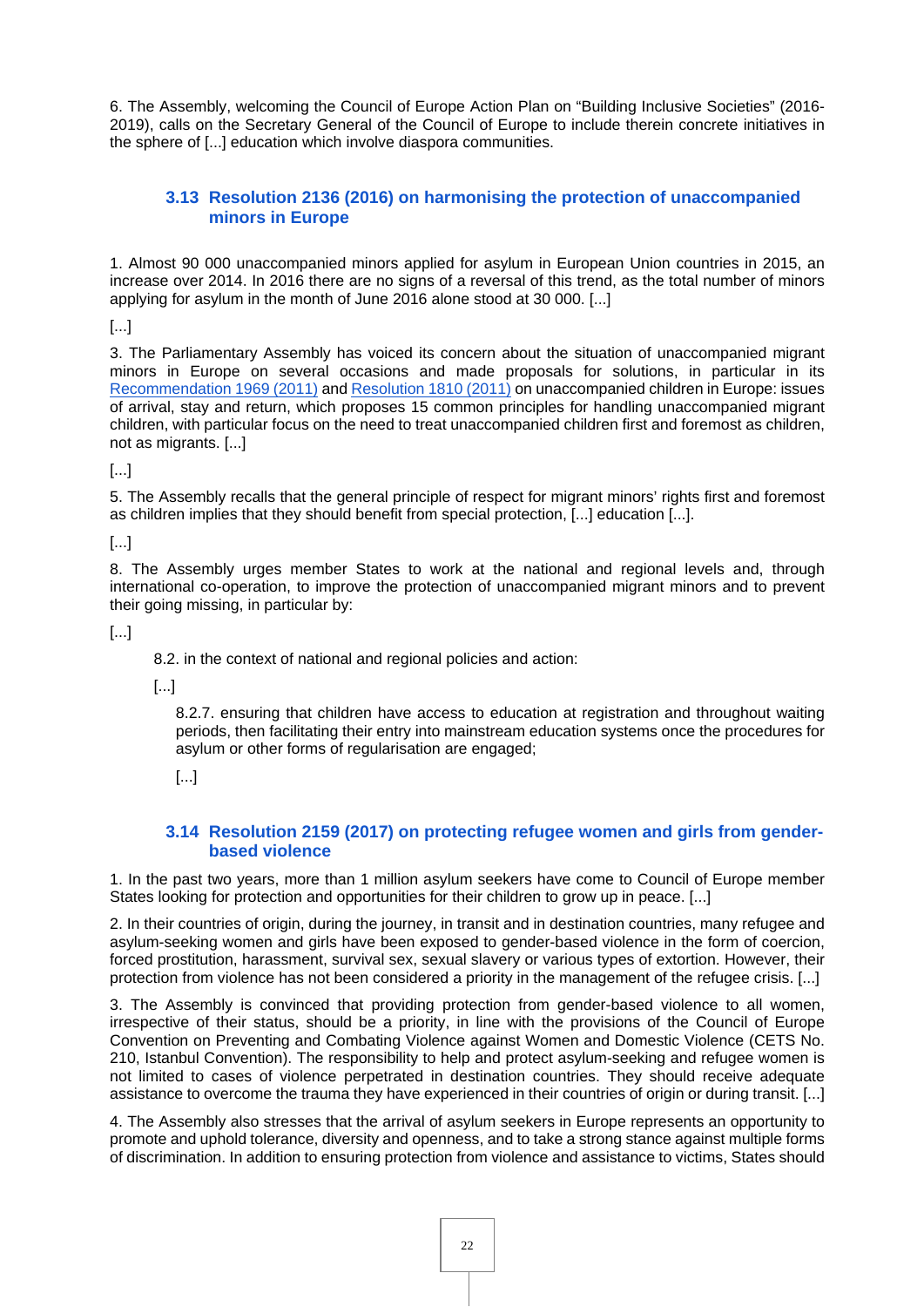6. The Assembly, welcoming the Council of Europe Action Plan on "Building Inclusive Societies" (2016-2019), calls on the Secretary General of the Council of Europe to include therein concrete initiatives in the sphere of [...] education which involve diaspora communities.

### 3.13 Resolution 2136 (2016) on harmonising the protection of unaccompanied minors in Europe

1. Almost 90 000 unaccompanied minors applied for asylum in European Union countries in 2015, an increase over 2014. In 2016 there are no signs of a reversal of this trend, as the total number of minors applying for asylum in the month of June 2016 alone stood at 30 000. [...]

[...]

3. The Parliamentary Assembly has voiced its concern about the situation of unaccompanied migrant minors in Europe on several occasions and made proposals for solutions, in particular in its Recommendation 1969 (2011) and Resolution 1810 (2011) on unaccompanied children in Europe: issues of arrival, stay and return, which proposes 15 common principles for handling unaccompanied migrant children, with particular focus on the need to treat unaccompanied children first and foremost as children, not as migrants. [...]

[...]

5. The Assembly recalls that the general principle of respect for migrant minors' rights first and foremost as children implies that they should benefit from special protection, [...] education [...].

[...]

8. The Assembly urges member States to work at the national and regional levels and, through international co-operation, to improve the protection of unaccompanied migrant minors and to prevent their going missing, in particular by:

[...]

> 8.2. in the context of national and regional policies and action:
>
> [...]
>
> > 8.2.7. ensuring that children have access to education at registration and throughout waiting periods, then facilitating their entry into mainstream education systems once the procedures for asylum or other forms of regularisation are engaged;
> >
> > [...]

### 3.14 Resolution 2159 (2017) on protecting refugee women and girls from gender-based violence

1. In the past two years, more than 1 million asylum seekers have come to Council of Europe member States looking for protection and opportunities for their children to grow up in peace. [...]

2. In their countries of origin, during the journey, in transit and in destination countries, many refugee and asylum-seeking women and girls have been exposed to gender-based violence in the form of coercion, forced prostitution, harassment, survival sex, sexual slavery or various types of extortion. However, their protection from violence has not been considered a priority in the management of the refugee crisis. [...]

3. The Assembly is convinced that providing protection from gender-based violence to all women, irrespective of their status, should be a priority, in line with the provisions of the Council of Europe Convention on Preventing and Combating Violence against Women and Domestic Violence (CETS No. 210, Istanbul Convention). The responsibility to help and protect asylum-seeking and refugee women is not limited to cases of violence perpetrated in destination countries. They should receive adequate assistance to overcome the trauma they have experienced in their countries of origin or during transit. [...]

4. The Assembly also stresses that the arrival of asylum seekers in Europe represents an opportunity to promote and uphold tolerance, diversity and openness, and to take a strong stance against multiple forms of discrimination. In addition to ensuring protection from violence and assistance to victims, States should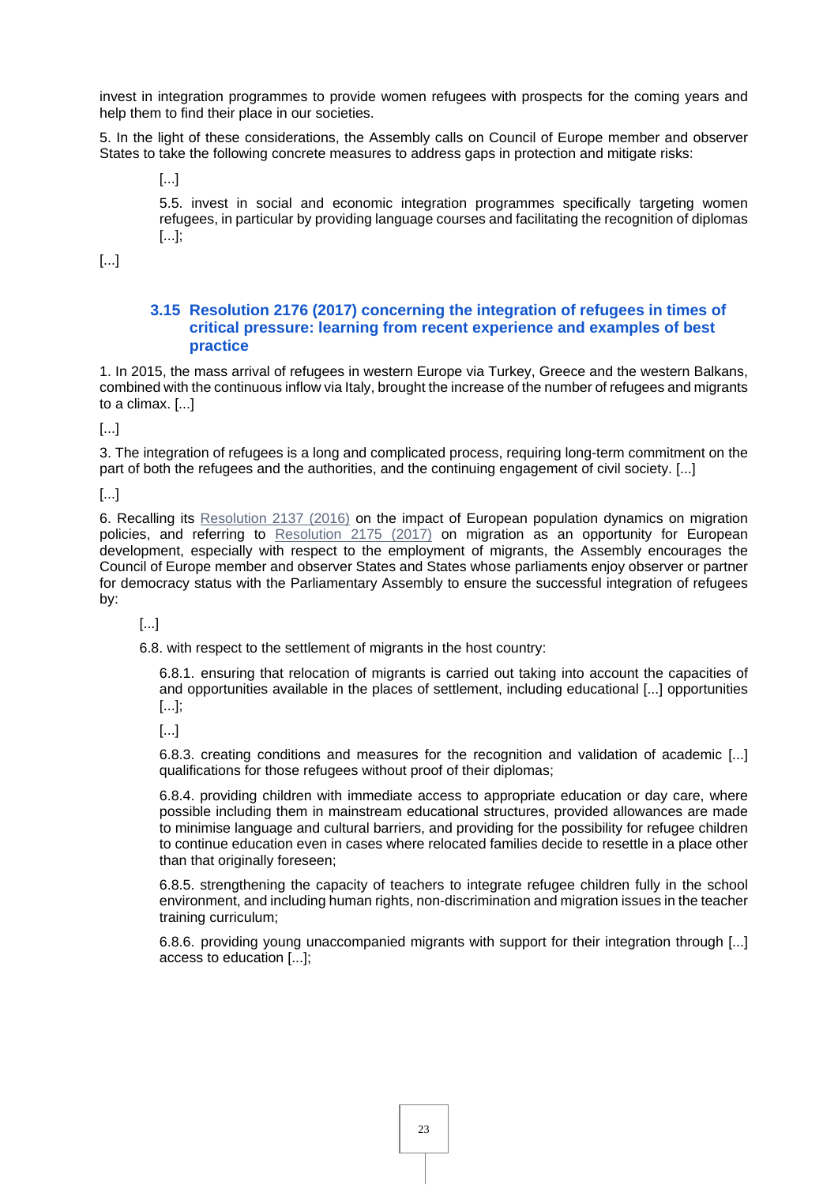invest in integration programmes to provide women refugees with prospects for the coming years and help them to find their place in our societies.

5. In the light of these considerations, the Assembly calls on Council of Europe member and observer States to take the following concrete measures to address gaps in protection and mitigate risks:

> [...]
>
> 5.5. invest in social and economic integration programmes specifically targeting women refugees, in particular by providing language courses and facilitating the recognition of diplomas [...];

[...]

### 3.15 Resolution 2176 (2017) concerning the integration of refugees in times of critical pressure: learning from recent experience and examples of best practice

1. In 2015, the mass arrival of refugees in western Europe via Turkey, Greece and the western Balkans, combined with the continuous inflow via Italy, brought the increase of the number of refugees and migrants to a climax. [...]

[...]

3. The integration of refugees is a long and complicated process, requiring long-term commitment on the part of both the refugees and the authorities, and the continuing engagement of civil society. [...]

[...]

6. Recalling its Resolution 2137 (2016) on the impact of European population dynamics on migration policies, and referring to Resolution 2175 (2017) on migration as an opportunity for European development, especially with respect to the employment of migrants, the Assembly encourages the Council of Europe member and observer States and States whose parliaments enjoy observer or partner for democracy status with the Parliamentary Assembly to ensure the successful integration of refugees by:

> [...]
>
> 6.8. with respect to the settlement of migrants in the host country:
>
> > 6.8.1. ensuring that relocation of migrants is carried out taking into account the capacities of and opportunities available in the places of settlement, including educational [...] opportunities [...];
> >
> > [...]
> >
> > 6.8.3. creating conditions and measures for the recognition and validation of academic [...] qualifications for those refugees without proof of their diplomas;
> >
> > 6.8.4. providing children with immediate access to appropriate education or day care, where possible including them in mainstream educational structures, provided allowances are made to minimise language and cultural barriers, and providing for the possibility for refugee children to continue education even in cases where relocated families decide to resettle in a place other than that originally foreseen;
> >
> > 6.8.5. strengthening the capacity of teachers to integrate refugee children fully in the school environment, and including human rights, non-discrimination and migration issues in the teacher training curriculum;
> >
> > 6.8.6. providing young unaccompanied migrants with support for their integration through [...] access to education [...];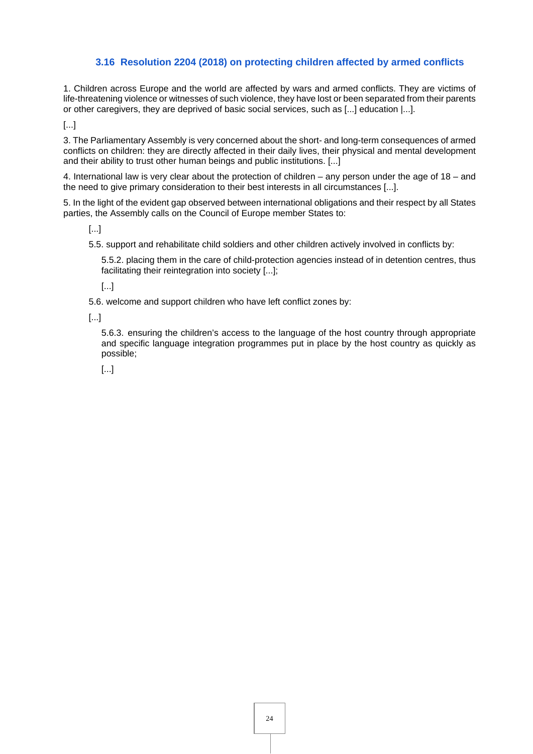### 3.16 Resolution 2204 (2018) on protecting children affected by armed conflicts

1. Children across Europe and the world are affected by wars and armed conflicts. They are victims of life-threatening violence or witnesses of such violence, they have lost or been separated from their parents or other caregivers, they are deprived of basic social services, such as [...] education |...].

[...]

3. The Parliamentary Assembly is very concerned about the short- and long-term consequences of armed conflicts on children: they are directly affected in their daily lives, their physical and mental development and their ability to trust other human beings and public institutions. [...]

4. International law is very clear about the protection of children – any person under the age of 18 – and the need to give primary consideration to their best interests in all circumstances [...].

5. In the light of the evident gap observed between international obligations and their respect by all States parties, the Assembly calls on the Council of Europe member States to:

> [...]
>
> 5.5. support and rehabilitate child soldiers and other children actively involved in conflicts by:
>
> > 5.5.2. placing them in the care of child-protection agencies instead of in detention centres, thus facilitating their reintegration into society [...];
> >
> > [...]
>
> 5.6. welcome and support children who have left conflict zones by:
>
> [...]
>
> > 5.6.3. ensuring the children's access to the language of the host country through appropriate and specific language integration programmes put in place by the host country as quickly as possible;
> >
> > [...]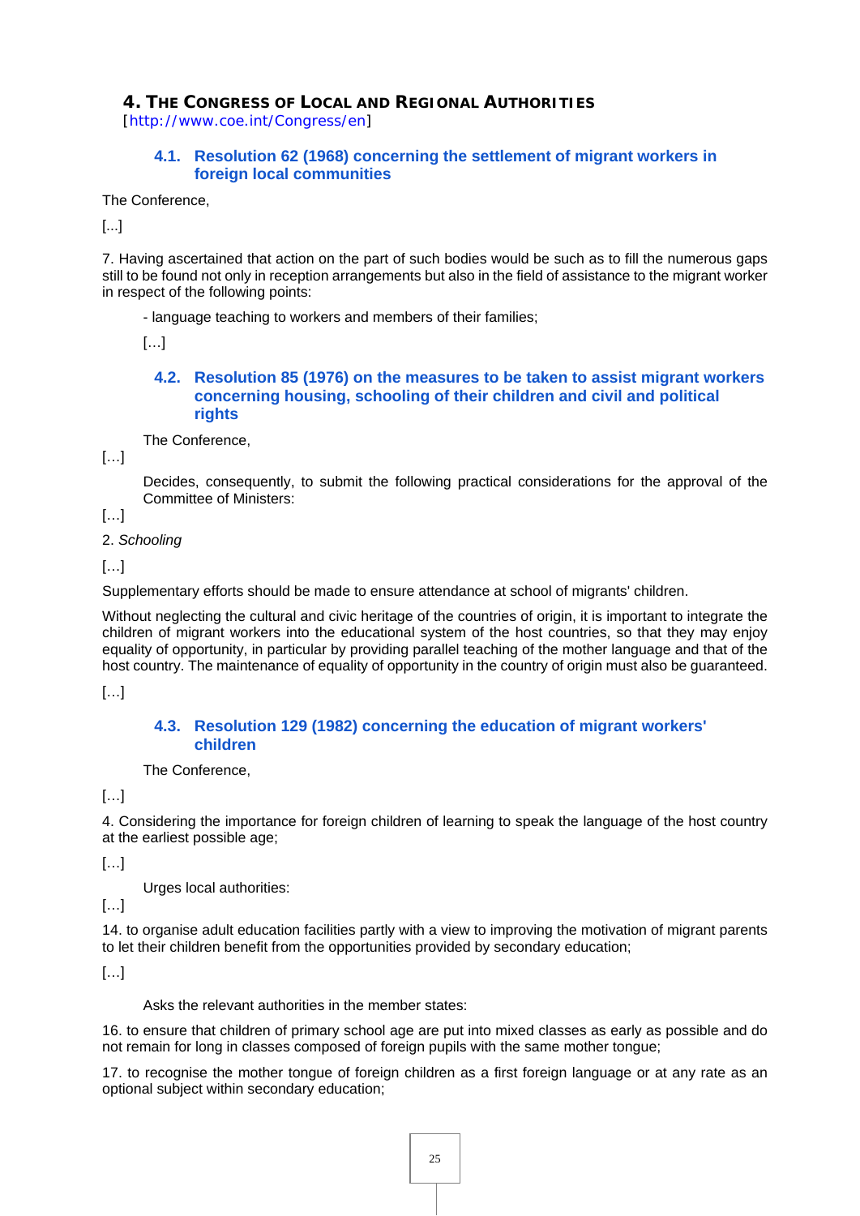## 4. The Congress of Local and Regional Authorities

[http://www.coe.int/Congress/en]

### 4.1. Resolution 62 (1968) concerning the settlement of migrant workers in foreign local communities

The Conference,

[...]

7. Having ascertained that action on the part of such bodies would be such as to fill the numerous gaps still to be found not only in reception arrangements but also in the field of assistance to the migrant worker in respect of the following points:

- language teaching to workers and members of their families;

[…]

### 4.2. Resolution 85 (1976) on the measures to be taken to assist migrant workers concerning housing, schooling of their children and civil and political rights

The Conference,

[…]

Decides, consequently, to submit the following practical considerations for the approval of the Committee of Ministers:

[…]

2. *Schooling*

[…]

Supplementary efforts should be made to ensure attendance at school of migrants' children.

Without neglecting the cultural and civic heritage of the countries of origin, it is important to integrate the children of migrant workers into the educational system of the host countries, so that they may enjoy equality of opportunity, in particular by providing parallel teaching of the mother language and that of the host country. The maintenance of equality of opportunity in the country of origin must also be guaranteed.

[…]

### 4.3. Resolution 129 (1982) concerning the education of migrant workers' children

The Conference,

[…]

4. Considering the importance for foreign children of learning to speak the language of the host country at the earliest possible age;

[…]

Urges local authorities:

[…]

14. to organise adult education facilities partly with a view to improving the motivation of migrant parents to let their children benefit from the opportunities provided by secondary education;

[…]

Asks the relevant authorities in the member states:

16. to ensure that children of primary school age are put into mixed classes as early as possible and do not remain for long in classes composed of foreign pupils with the same mother tongue;

17. to recognise the mother tongue of foreign children as a first foreign language or at any rate as an optional subject within secondary education;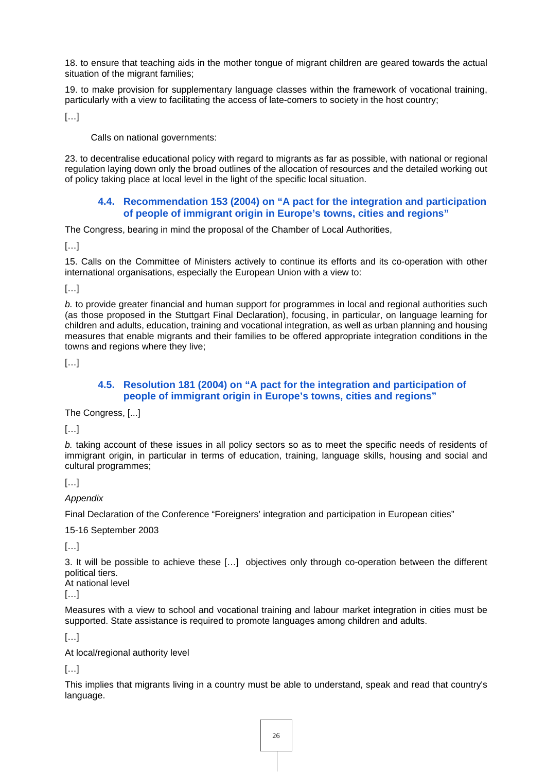18. to ensure that teaching aids in the mother tongue of migrant children are geared towards the actual situation of the migrant families;

19. to make provision for supplementary language classes within the framework of vocational training, particularly with a view to facilitating the access of late-comers to society in the host country;

[…]

Calls on national governments:

23. to decentralise educational policy with regard to migrants as far as possible, with national or regional regulation laying down only the broad outlines of the allocation of resources and the detailed working out of policy taking place at local level in the light of the specific local situation.

### 4.4. Recommendation 153 (2004) on "A pact for the integration and participation of people of immigrant origin in Europe's towns, cities and regions"

The Congress, bearing in mind the proposal of the Chamber of Local Authorities,

[…]

15. Calls on the Committee of Ministers actively to continue its efforts and its co-operation with other international organisations, especially the European Union with a view to:

[…]

*b.* to provide greater financial and human support for programmes in local and regional authorities such (as those proposed in the Stuttgart Final Declaration), focusing, in particular, on language learning for children and adults, education, training and vocational integration, as well as urban planning and housing measures that enable migrants and their families to be offered appropriate integration conditions in the towns and regions where they live;

[…]

### 4.5. Resolution 181 (2004) on "A pact for the integration and participation of people of immigrant origin in Europe's towns, cities and regions"

The Congress, [...]

[…]

*b.* taking account of these issues in all policy sectors so as to meet the specific needs of residents of immigrant origin, in particular in terms of education, training, language skills, housing and social and cultural programmes;

[…]

*Appendix*

Final Declaration of the Conference "Foreigners' integration and participation in European cities"

15-16 September 2003

[…]

3. It will be possible to achieve these […] objectives only through co-operation between the different political tiers.
At national level
[…]

Measures with a view to school and vocational training and labour market integration in cities must be supported. State assistance is required to promote languages among children and adults.

[…]

At local/regional authority level

[…]

This implies that migrants living in a country must be able to understand, speak and read that country's language.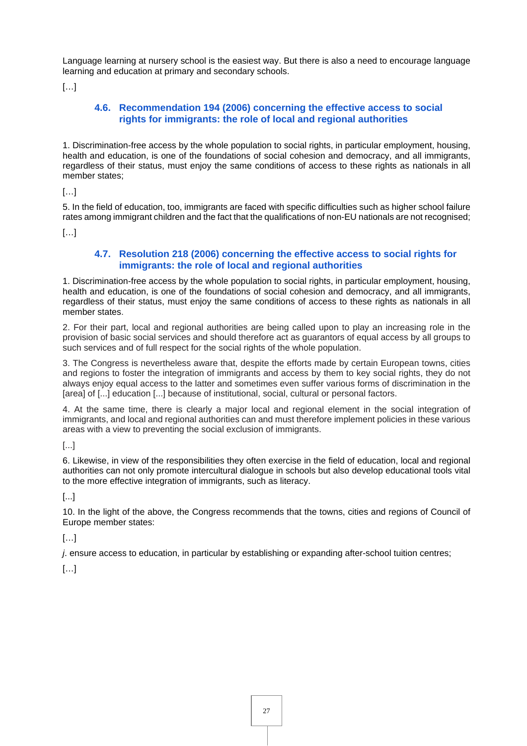Language learning at nursery school is the easiest way. But there is also a need to encourage language learning and education at primary and secondary schools.

[…]

### 4.6. Recommendation 194 (2006) concerning the effective access to social rights for immigrants: the role of local and regional authorities

1. Discrimination-free access by the whole population to social rights, in particular employment, housing, health and education, is one of the foundations of social cohesion and democracy, and all immigrants, regardless of their status, must enjoy the same conditions of access to these rights as nationals in all member states;

[…]

5. In the field of education, too, immigrants are faced with specific difficulties such as higher school failure rates among immigrant children and the fact that the qualifications of non-EU nationals are not recognised;

[…]

### 4.7. Resolution 218 (2006) concerning the effective access to social rights for immigrants: the role of local and regional authorities

1. Discrimination-free access by the whole population to social rights, in particular employment, housing, health and education, is one of the foundations of social cohesion and democracy, and all immigrants, regardless of their status, must enjoy the same conditions of access to these rights as nationals in all member states.

2. For their part, local and regional authorities are being called upon to play an increasing role in the provision of basic social services and should therefore act as guarantors of equal access by all groups to such services and of full respect for the social rights of the whole population.

3. The Congress is nevertheless aware that, despite the efforts made by certain European towns, cities and regions to foster the integration of immigrants and access by them to key social rights, they do not always enjoy equal access to the latter and sometimes even suffer various forms of discrimination in the [area] of [...] education [...] because of institutional, social, cultural or personal factors.

4. At the same time, there is clearly a major local and regional element in the social integration of immigrants, and local and regional authorities can and must therefore implement policies in these various areas with a view to preventing the social exclusion of immigrants.

[...]

6. Likewise, in view of the responsibilities they often exercise in the field of education, local and regional authorities can not only promote intercultural dialogue in schools but also develop educational tools vital to the more effective integration of immigrants, such as literacy.

[...]

10. In the light of the above, the Congress recommends that the towns, cities and regions of Council of Europe member states:

[…]

*j*. ensure access to education, in particular by establishing or expanding after-school tuition centres;

[…]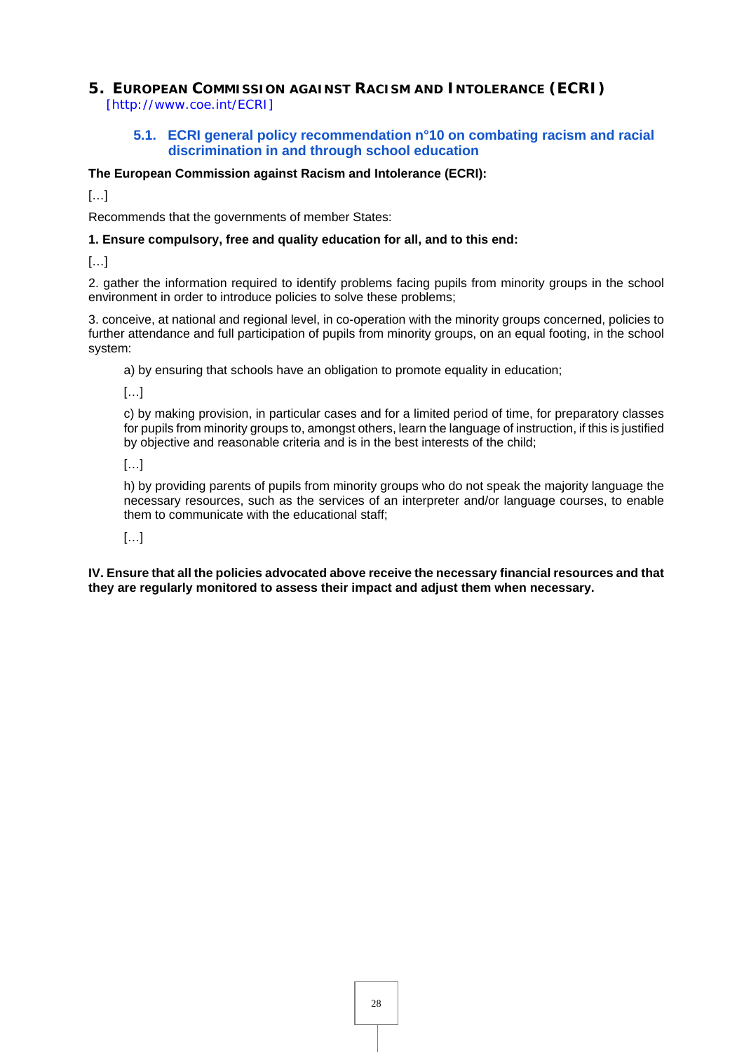## 5. EUROPEAN COMMISSION AGAINST RACISM AND INTOLERANCE (ECRI)

[http://www.coe.int/ECRI]

### 5.1. ECRI general policy recommendation n°10 on combating racism and racial discrimination in and through school education

**The European Commission against Racism and Intolerance (ECRI):**

[…]

Recommends that the governments of member States:

**1. Ensure compulsory, free and quality education for all, and to this end:**

[…]

2. gather the information required to identify problems facing pupils from minority groups in the school environment in order to introduce policies to solve these problems;

3. conceive, at national and regional level, in co-operation with the minority groups concerned, policies to further attendance and full participation of pupils from minority groups, on an equal footing, in the school system:

a) by ensuring that schools have an obligation to promote equality in education;

[…]

c) by making provision, in particular cases and for a limited period of time, for preparatory classes for pupils from minority groups to, amongst others, learn the language of instruction, if this is justified by objective and reasonable criteria and is in the best interests of the child;

[…]

h) by providing parents of pupils from minority groups who do not speak the majority language the necessary resources, such as the services of an interpreter and/or language courses, to enable them to communicate with the educational staff;

[…]

**IV. Ensure that all the policies advocated above receive the necessary financial resources and that they are regularly monitored to assess their impact and adjust them when necessary.**